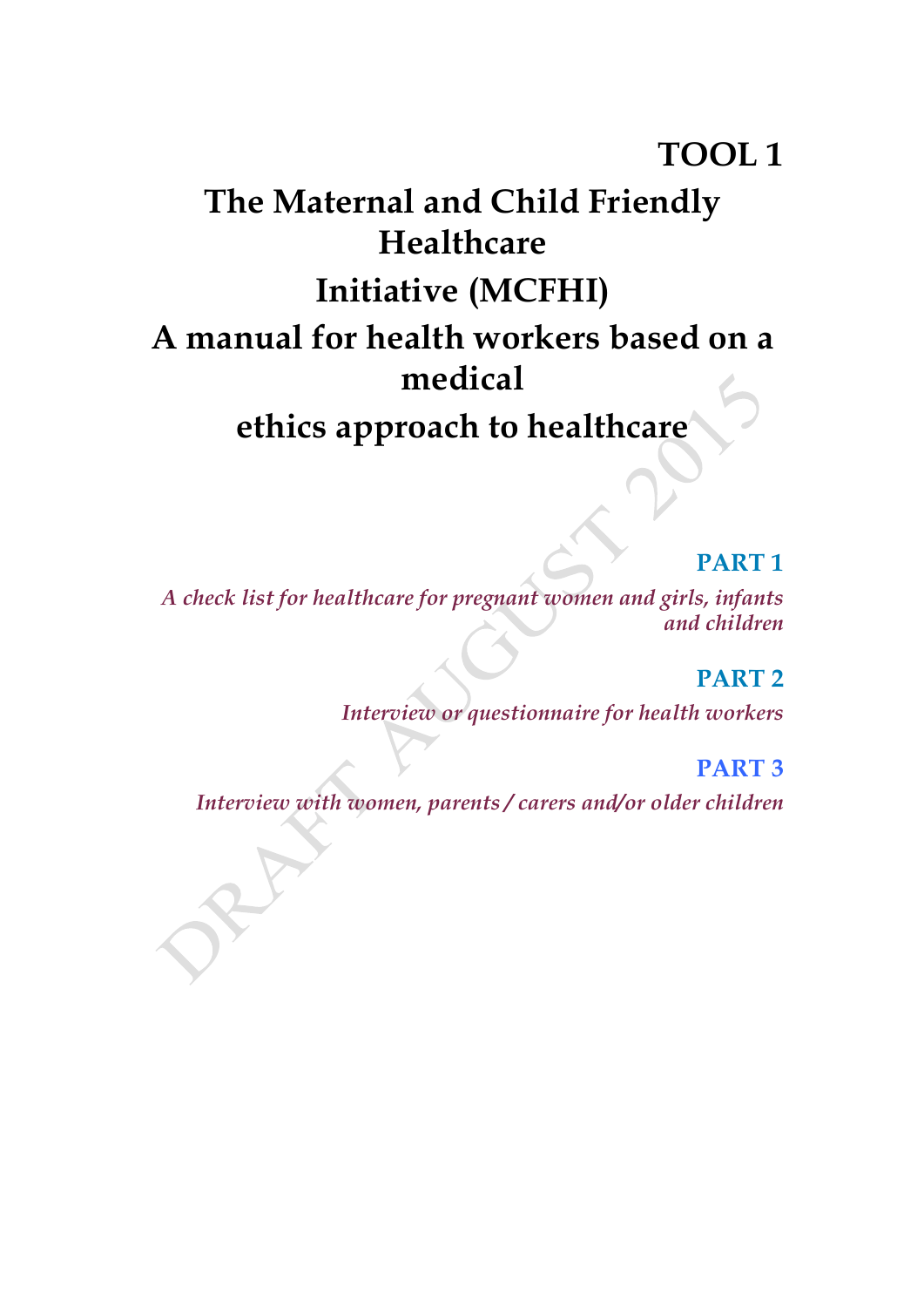# TOOL 1

# The Maternal and Child Friendly Healthcare Initiative (MCFHI)

# A manual for health workers based on a medical ethics approach to healthcare

DRAFT AUGUST 2015

## PART 1

*A check list for healthcare for pregnant women and girls, infants and children*

## PART 2

*Interview or questionnaire for health workers*

## PART 3

*Interview with women, parents / carers and/or older children*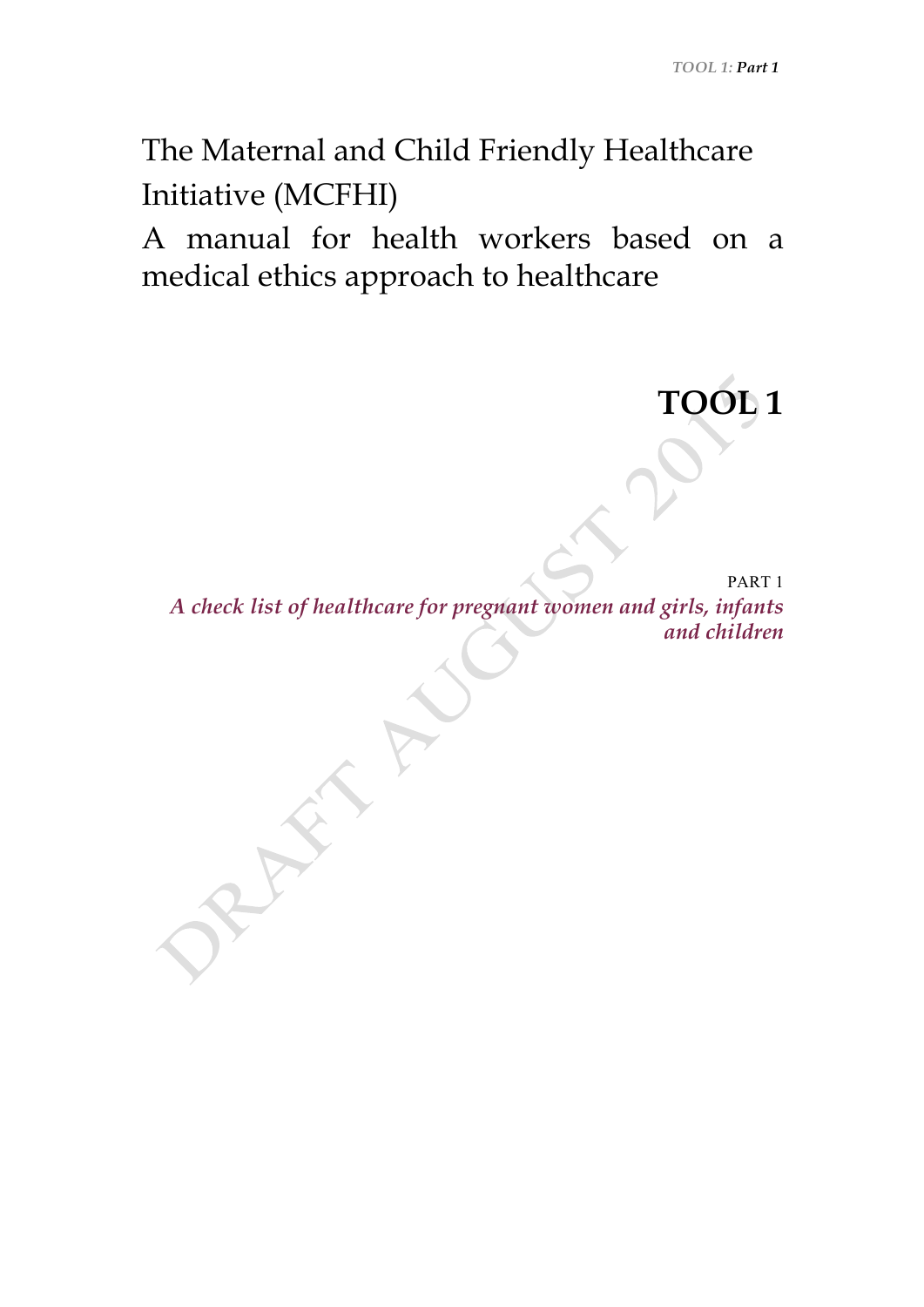# The Maternal and Child Friendly Healthcare Initiative (MCFHI)

## A manual for health workers based on a medical ethics approach to healthcare

# TOOL 1

PART 1

*A check list of healthcare for pregnant women and girls, infants and children*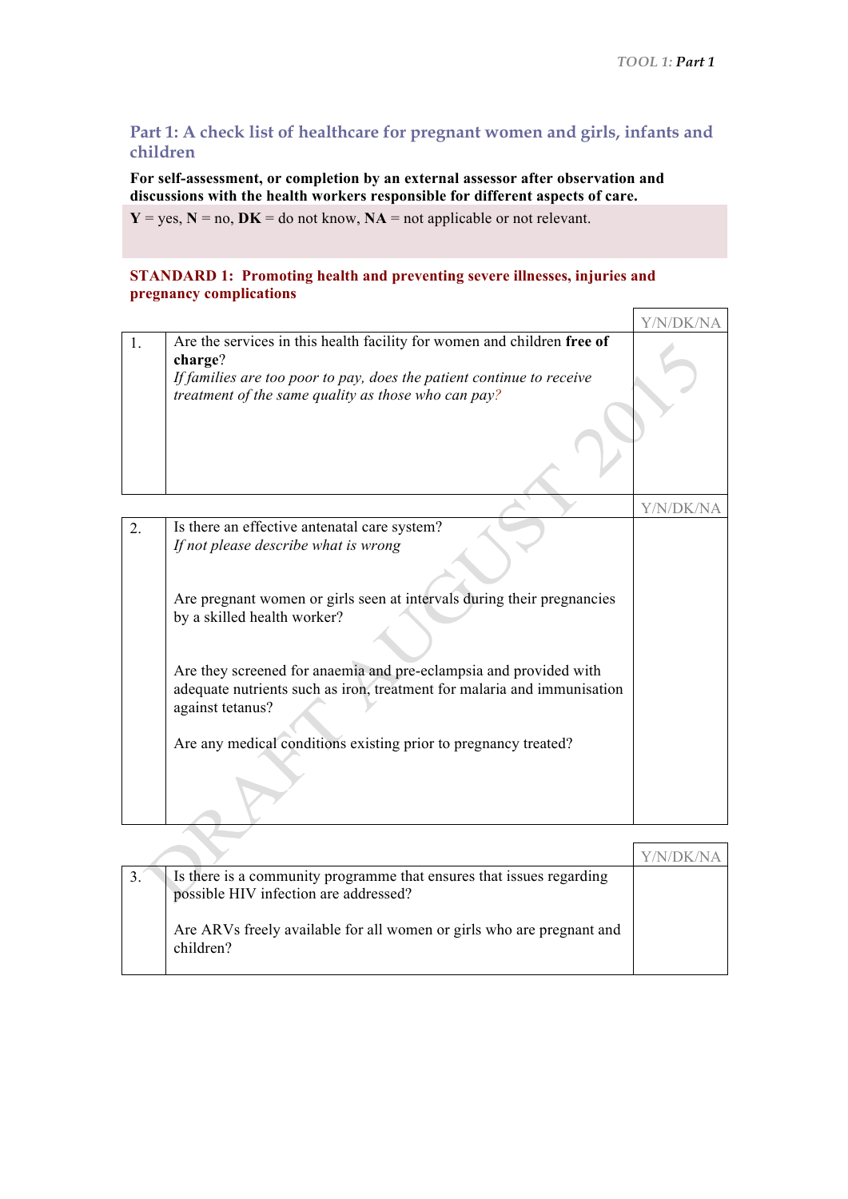## Part 1: A check list of healthcare for pregnant women and girls, infants and children

**For self-assessment, or completion by an external assessor after observation and discussions with the health workers responsible for different aspects of care.**

**Y** = yes, **N** = no, **DK** = do not know, **NA** = not applicable or not relevant.

### STANDARD 1: Promoting health and preventing severe illnesses, injuries and pregnancy complications

| | | Y/N/DK/NA |
|---|---|---|
| 1. | Are the services in this health facility for women and children **free of charge**?<br>*If families are too poor to pay, does the patient continue to receive treatment of the same quality as those who can pay?* | |

| | | Y/N/DK/NA |
|---|---|---|
| 2. | Is there an effective antenatal care system?<br>*If not please describe what is wrong*<br><br>Are pregnant women or girls seen at intervals during their pregnancies by a skilled health worker?<br><br>Are they screened for anaemia and pre-eclampsia and provided with adequate nutrients such as iron, treatment for malaria and immunisation against tetanus?<br><br>Are any medical conditions existing prior to pregnancy treated? | |

| | | Y/N/DK/NA |
|---|---|---|
| 3. | Is there is a community programme that ensures that issues regarding possible HIV infection are addressed?<br><br>Are ARVs freely available for all women or girls who are pregnant and children? | |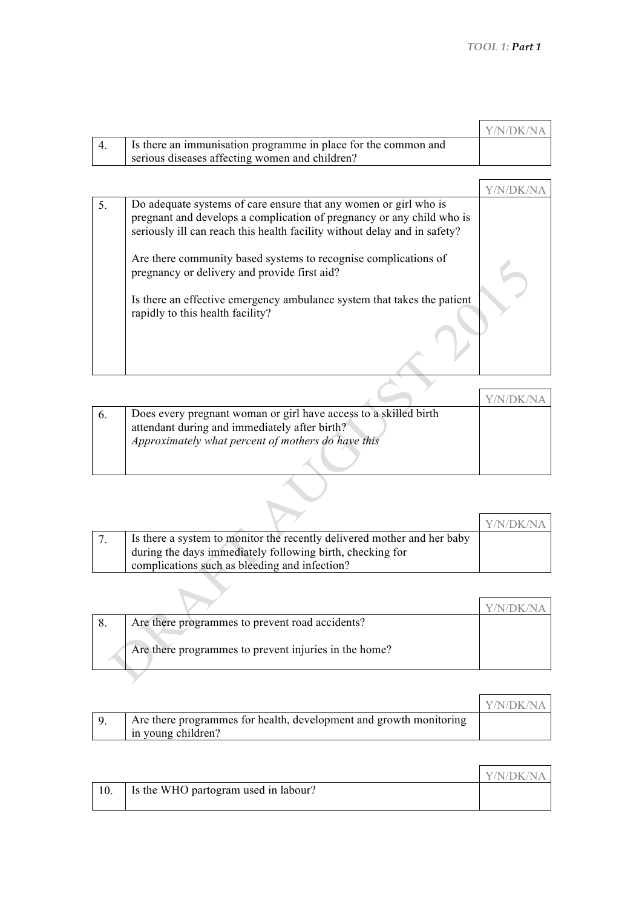| | | Y/N/DK/NA |
|---|---|---|
| 4. | Is there an immunisation programme in place for the common and serious diseases affecting women and children? | |

| | | Y/N/DK/NA |
|---|---|---|
| 5. | Do adequate systems of care ensure that any women or girl who is pregnant and develops a complication of pregnancy or any child who is seriously ill can reach this health facility without delay and in safety?<br><br>Are there community based systems to recognise complications of pregnancy or delivery and provide first aid?<br><br>Is there an effective emergency ambulance system that takes the patient rapidly to this health facility? | |

| | | Y/N/DK/NA |
|---|---|---|
| 6. | Does every pregnant woman or girl have access to a skilled birth attendant during and immediately after birth?<br>*Approximately what percent of mothers do have this* | |

| | | Y/N/DK/NA |
|---|---|---|
| 7. | Is there a system to monitor the recently delivered mother and her baby during the days immediately following birth, checking for complications such as bleeding and infection? | |

| | | Y/N/DK/NA |
|---|---|---|
| 8. | Are there programmes to prevent road accidents?<br><br>Are there programmes to prevent injuries in the home? | |

| | | Y/N/DK/NA |
|---|---|---|
| 9. | Are there programmes for health, development and growth monitoring in young children? | |

| | | Y/N/DK/NA |
|---|---|---|
| 10. | Is the WHO partogram used in labour? | |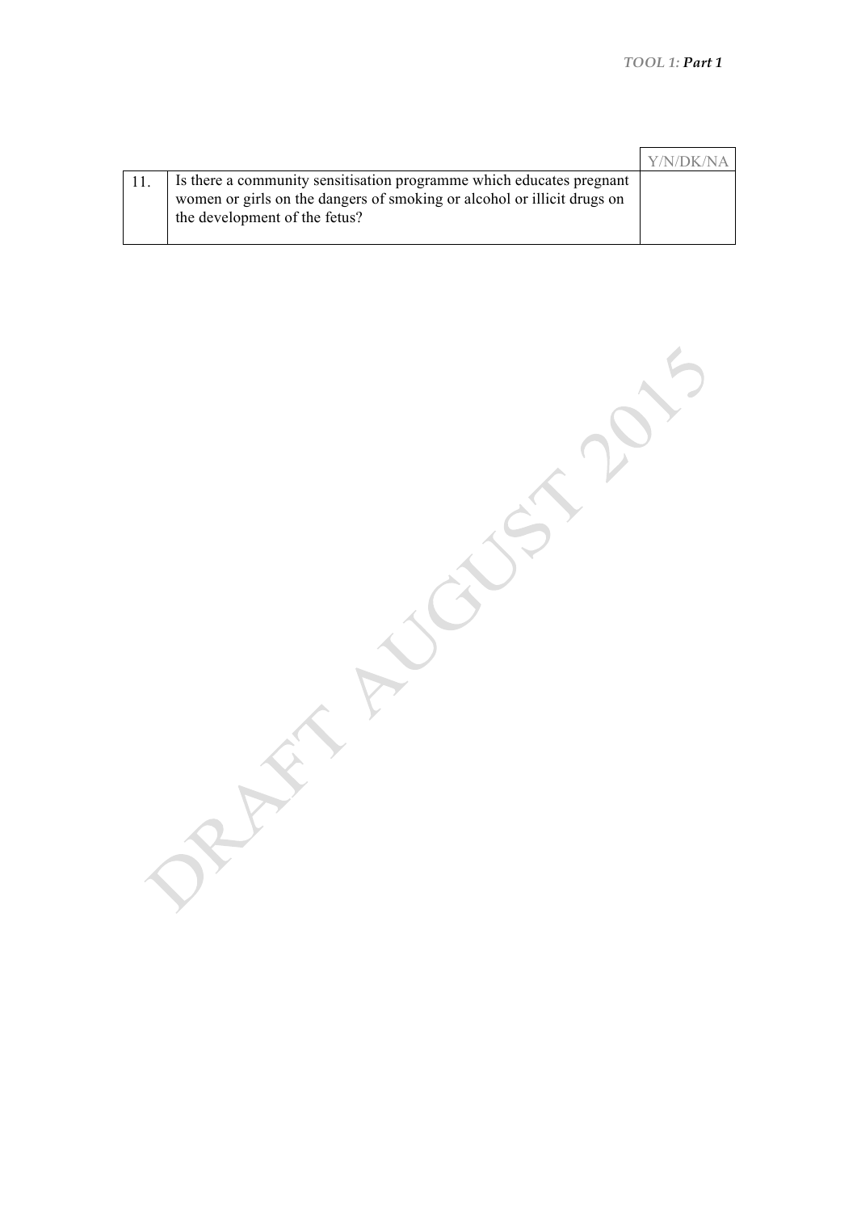| | | Y/N/DK/NA |
|---|---|---|
| 11. | Is there a community sensitisation programme which educates pregnant women or girls on the dangers of smoking or alcohol or illicit drugs on the development of the fetus? | |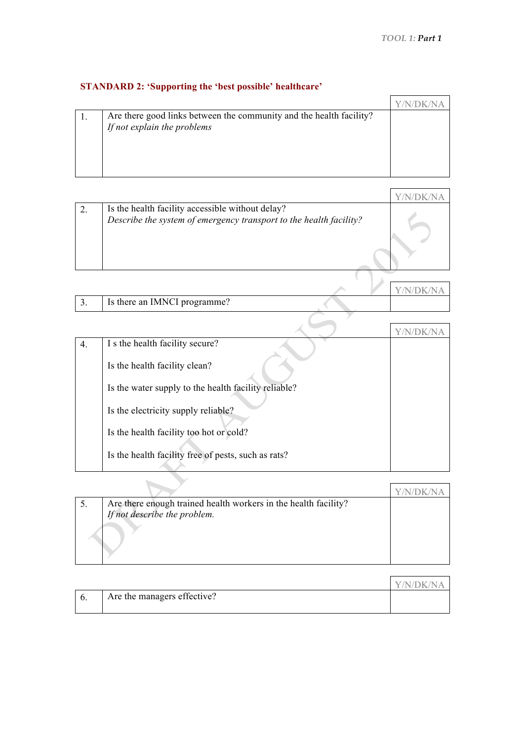## STANDARD 2: 'Supporting the 'best possible' healthcare'

| | | Y/N/DK/NA |
|---|---|---|
| 1. | Are there good links between the community and the health facility? *If not explain the problems* | |

| | | Y/N/DK/NA |
|---|---|---|
| 2. | Is the health facility accessible without delay? *Describe the system of emergency transport to the health facility?* | |

| | | Y/N/DK/NA |
|---|---|---|
| 3. | Is there an IMNCI programme? | |

| | | Y/N/DK/NA |
|---|---|---|
| 4. | I s the health facility secure? | |
| | Is the health facility clean? | |
| | Is the water supply to the health facility reliable? | |
| | Is the electricity supply reliable? | |
| | Is the health facility too hot or cold? | |
| | Is the health facility free of pests, such as rats? | |

| | | Y/N/DK/NA |
|---|---|---|
| 5. | Are there enough trained health workers in the health facility? *If not describe the problem.* | |

| | | Y/N/DK/NA |
|---|---|---|
| 6. | Are the managers effective? | |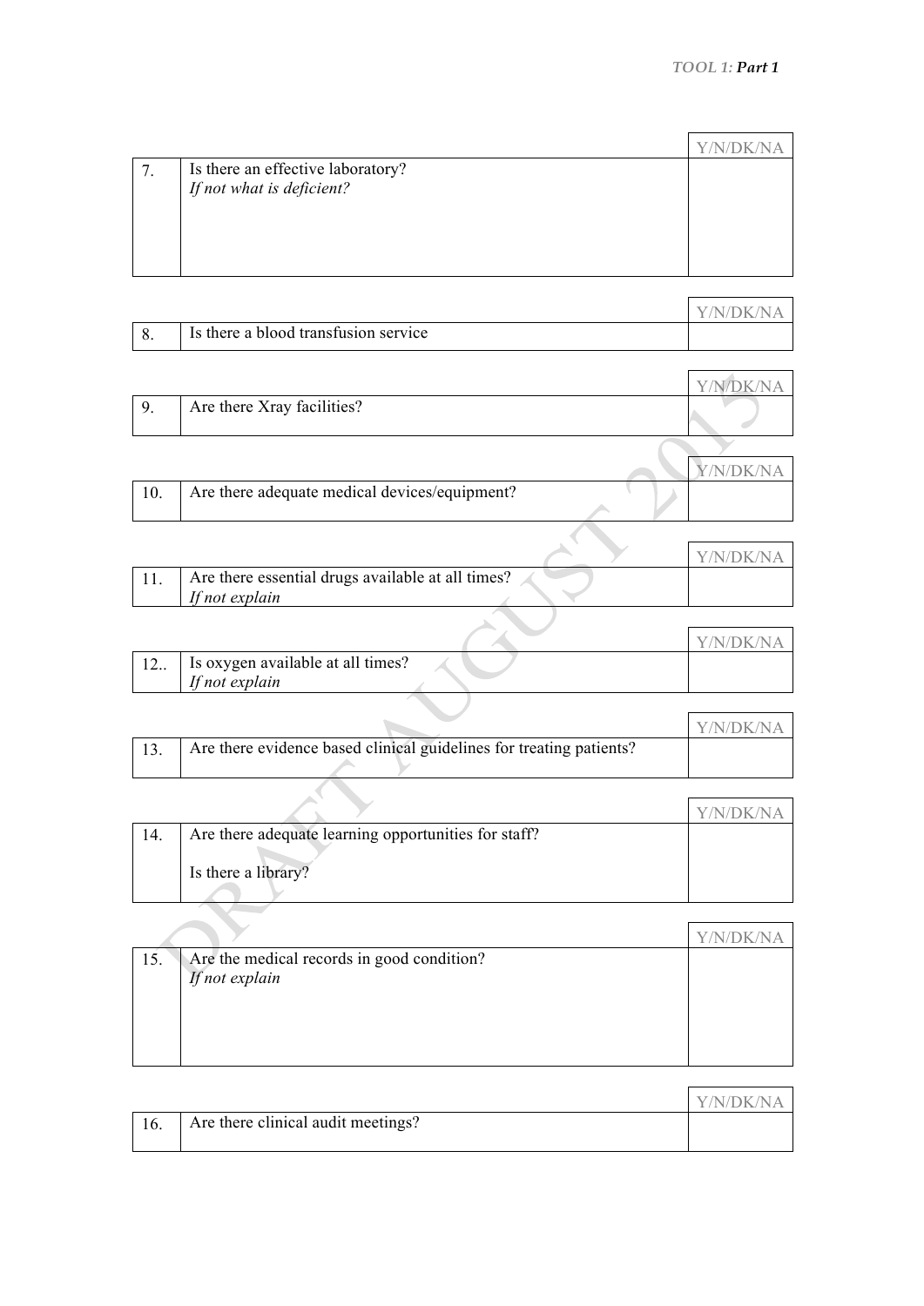| | | Y/N/DK/NA |
|---|---|---|
| 7. | Is there an effective laboratory?<br>*If not what is deficient?* | |

| | | Y/N/DK/NA |
|---|---|---|
| 8. | Is there a blood transfusion service | |

| | | Y/N/DK/NA |
|---|---|---|
| 9. | Are there Xray facilities? | |

| | | Y/N/DK/NA |
|---|---|---|
| 10. | Are there adequate medical devices/equipment? | |

| | | Y/N/DK/NA |
|---|---|---|
| 11. | Are there essential drugs available at all times?<br>*If not explain* | |

| | | Y/N/DK/NA |
|---|---|---|
| 12.. | Is oxygen available at all times?<br>*If not explain* | |

| | | Y/N/DK/NA |
|---|---|---|
| 13. | Are there evidence based clinical guidelines for treating patients? | |

| | | Y/N/DK/NA |
|---|---|---|
| 14. | Are there adequate learning opportunities for staff?<br><br>Is there a library? | |

| | | Y/N/DK/NA |
|---|---|---|
| 15. | Are the medical records in good condition?<br>*If not explain* | |

| | | Y/N/DK/NA |
|---|---|---|
| 16. | Are there clinical audit meetings? | |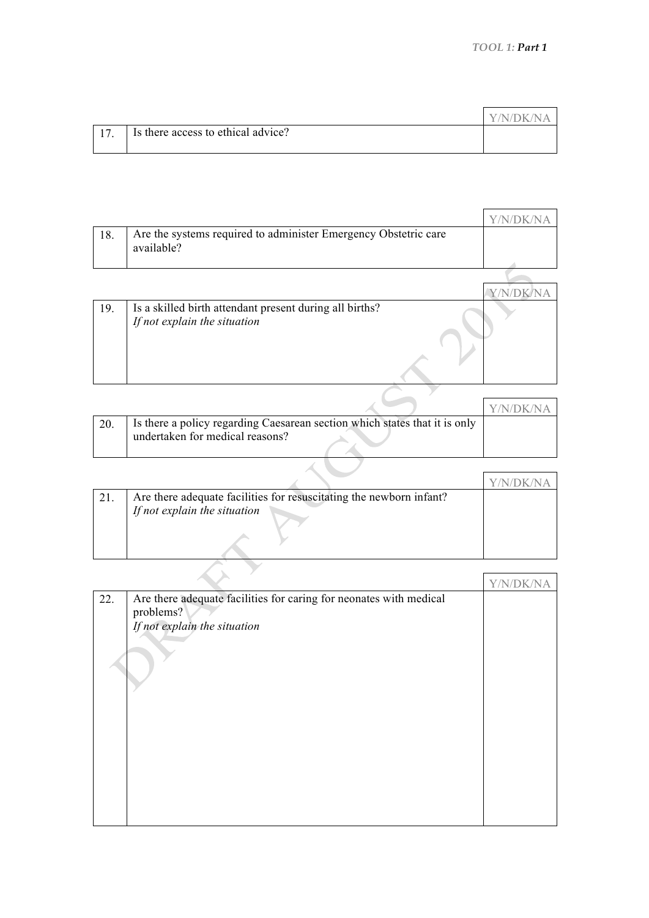| | | Y/N/DK/NA |
|---|---|---|
| 17. | Is there access to ethical advice? | |

| | | Y/N/DK/NA |
|---|---|---|
| 18. | Are the systems required to administer Emergency Obstetric care available? | |

| | | Y/N/DK/NA |
|---|---|---|
| 19. | Is a skilled birth attendant present during all births? *If not explain the situation* | |

| | | Y/N/DK/NA |
|---|---|---|
| 20. | Is there a policy regarding Caesarean section which states that it is only undertaken for medical reasons? | |

| | | Y/N/DK/NA |
|---|---|---|
| 21. | Are there adequate facilities for resuscitating the newborn infant? *If not explain the situation* | |

| | | Y/N/DK/NA |
|---|---|---|
| 22. | Are there adequate facilities for caring for neonates with medical problems? *If not explain the situation* | |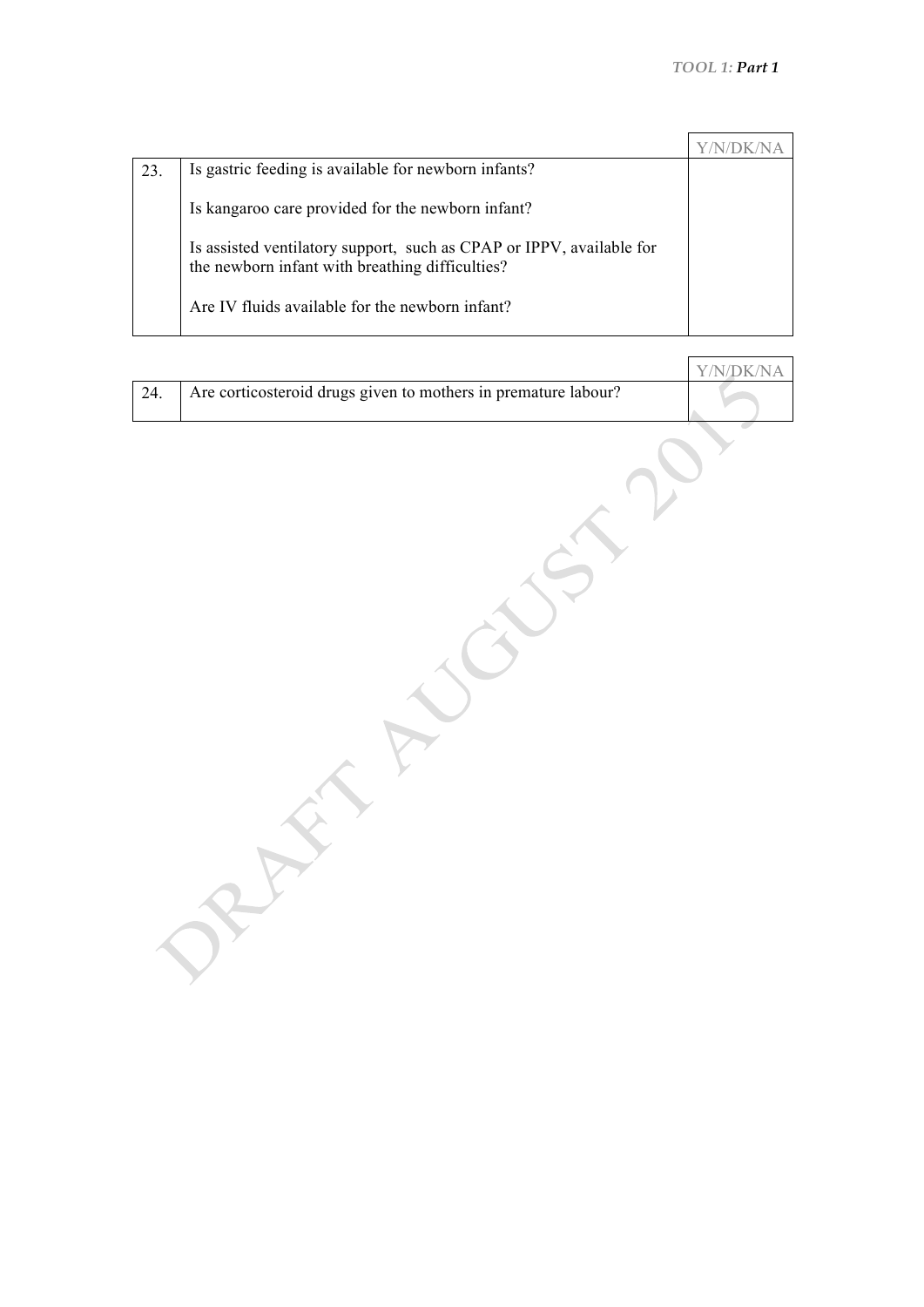| | | Y/N/DK/NA |
|---|---|---|
| 23. | Is gastric feeding is available for newborn infants?<br><br>Is kangaroo care provided for the newborn infant?<br><br>Is assisted ventilatory support, such as CPAP or IPPV, available for the newborn infant with breathing difficulties?<br><br>Are IV fluids available for the newborn infant? | |

| | | Y/N/DK/NA |
|---|---|---|
| 24. | Are corticosteroid drugs given to mothers in premature labour? | |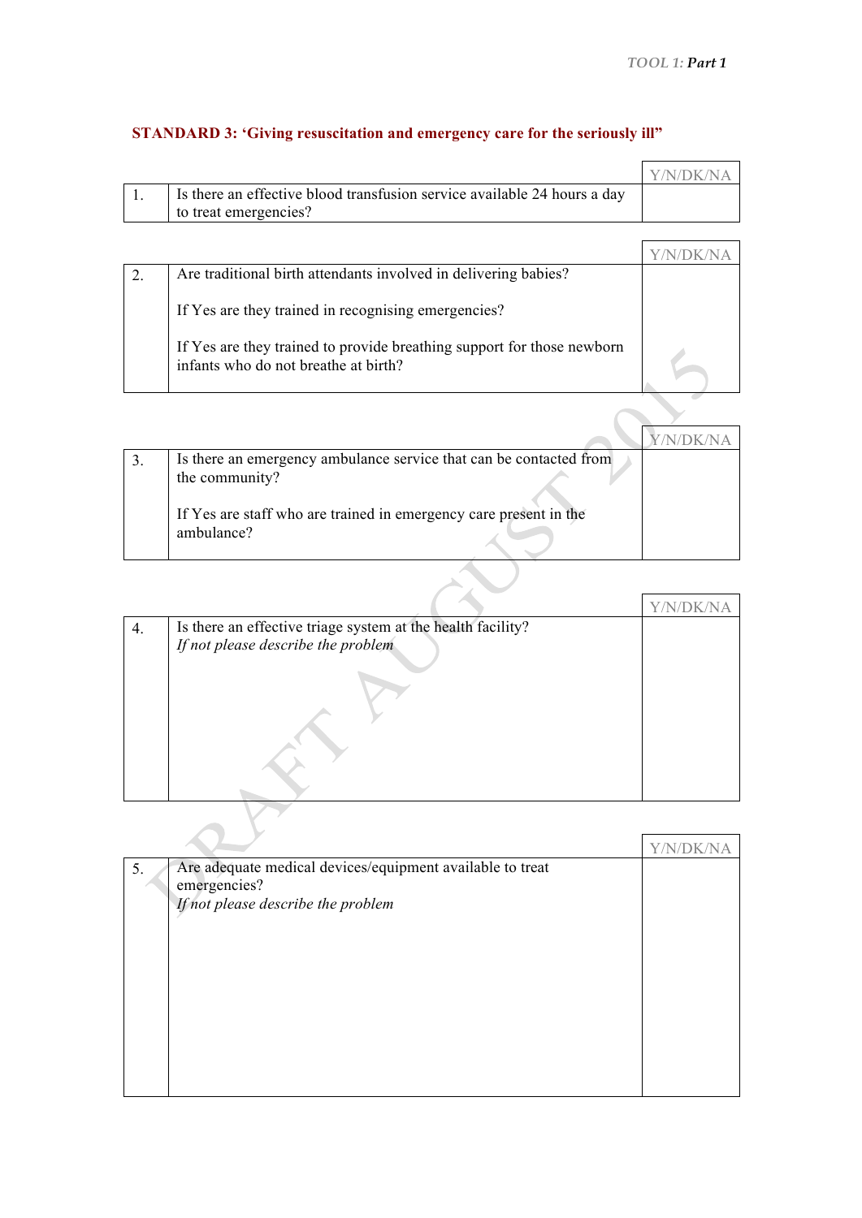## STANDARD 3: 'Giving resuscitation and emergency care for the seriously ill"

| | | Y/N/DK/NA |
|---|---|---|
| 1. | Is there an effective blood transfusion service available 24 hours a day to treat emergencies? | |

| | | Y/N/DK/NA |
|---|---|---|
| 2. | Are traditional birth attendants involved in delivering babies?<br><br>If Yes are they trained in recognising emergencies?<br><br>If Yes are they trained to provide breathing support for those newborn infants who do not breathe at birth? | |

| | | Y/N/DK/NA |
|---|---|---|
| 3. | Is there an emergency ambulance service that can be contacted from the community?<br><br>If Yes are staff who are trained in emergency care present in the ambulance? | |

| | | Y/N/DK/NA |
|---|---|---|
| 4. | Is there an effective triage system at the health facility?<br>*If not please describe the problem* | |

| | | Y/N/DK/NA |
|---|---|---|
| 5. | Are adequate medical devices/equipment available to treat emergencies?<br>*If not please describe the problem* | |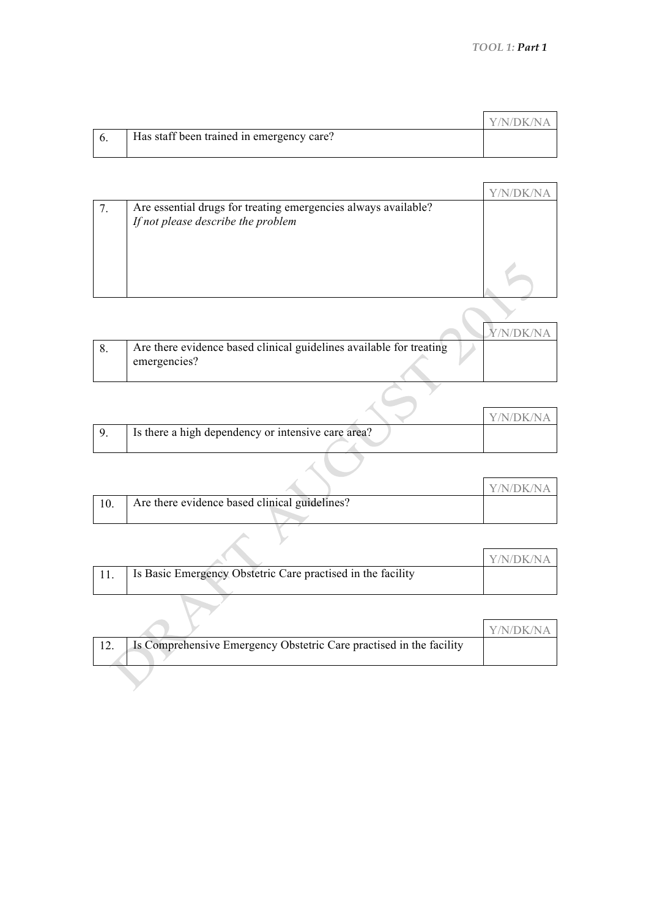| | | Y/N/DK/NA |
|---|---|---|
| 6. | Has staff been trained in emergency care? | |

| | | Y/N/DK/NA |
|---|---|---|
| 7. | Are essential drugs for treating emergencies always available? *If not please describe the problem* | |

| | | Y/N/DK/NA |
|---|---|---|
| 8. | Are there evidence based clinical guidelines available for treating emergencies? | |

| | | Y/N/DK/NA |
|---|---|---|
| 9. | Is there a high dependency or intensive care area? | |

| | | Y/N/DK/NA |
|---|---|---|
| 10. | Are there evidence based clinical guidelines? | |

| | | Y/N/DK/NA |
|---|---|---|
| 11. | Is Basic Emergency Obstetric Care practised in the facility | |

| | | Y/N/DK/NA |
|---|---|---|
| 12. | Is Comprehensive Emergency Obstetric Care practised in the facility | |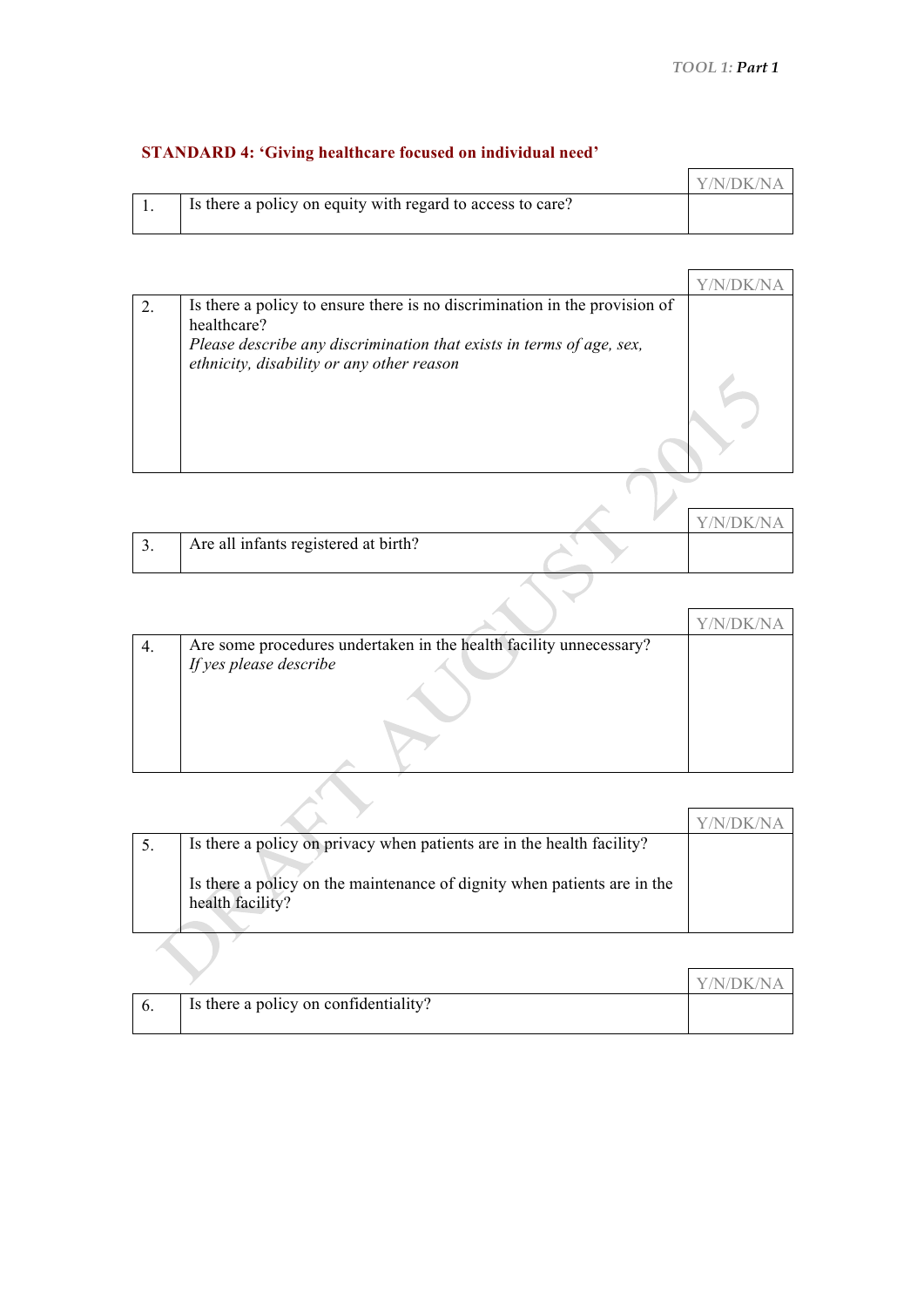## STANDARD 4: 'Giving healthcare focused on individual need'

| | | Y/N/DK/NA |
|---|---|---|
| 1. | Is there a policy on equity with regard to access to care? | |

| | | Y/N/DK/NA |
|---|---|---|
| 2. | Is there a policy to ensure there is no discrimination in the provision of healthcare?<br>*Please describe any discrimination that exists in terms of age, sex, ethnicity, disability or any other reason* | |

| | | Y/N/DK/NA |
|---|---|---|
| 3. | Are all infants registered at birth? | |

| | | Y/N/DK/NA |
|---|---|---|
| 4. | Are some procedures undertaken in the health facility unnecessary?<br>*If yes please describe* | |

| | | Y/N/DK/NA |
|---|---|---|
| 5. | Is there a policy on privacy when patients are in the health facility?<br><br>Is there a policy on the maintenance of dignity when patients are in the health facility? | |

| | | Y/N/DK/NA |
|---|---|---|
| 6. | Is there a policy on confidentiality? | |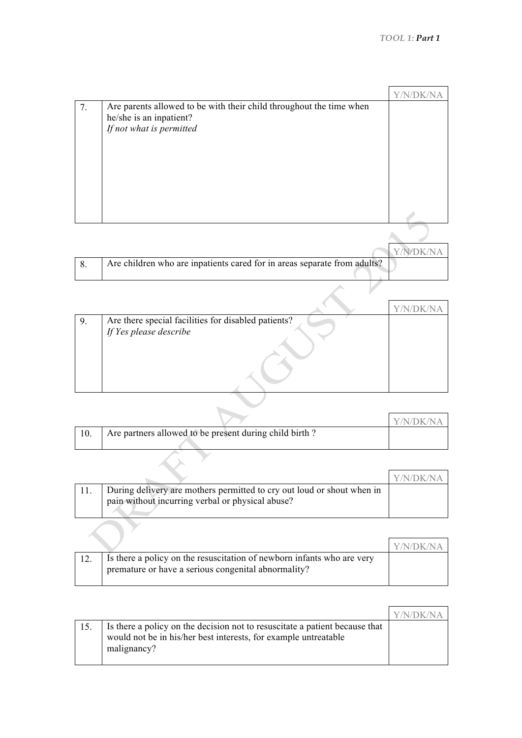| | | Y/N/DK/NA |
|---|---|---|
| 7. | Are parents allowed to be with their child throughout the time when he/she is an inpatient?<br>*If not what is permitted* | |

| | | Y/N/DK/NA |
|---|---|---|
| 8. | Are children who are inpatients cared for in areas separate from adults? | |

| | | Y/N/DK/NA |
|---|---|---|
| 9. | Are there special facilities for disabled patients?<br>*If Yes please describe* | |

| | | Y/N/DK/NA |
|---|---|---|
| 10. | Are partners allowed to be present during child birth ? | |

| | | Y/N/DK/NA |
|---|---|---|
| 11. | During delivery are mothers permitted to cry out loud or shout when in pain without incurring verbal or physical abuse? | |

| | | Y/N/DK/NA |
|---|---|---|
| 12. | Is there a policy on the resuscitation of newborn infants who are very premature or have a serious congenital abnormality? | |

| | | Y/N/DK/NA |
|---|---|---|
| 15. | Is there a policy on the decision not to resuscitate a patient because that would not be in his/her best interests, for example untreatable malignancy? | |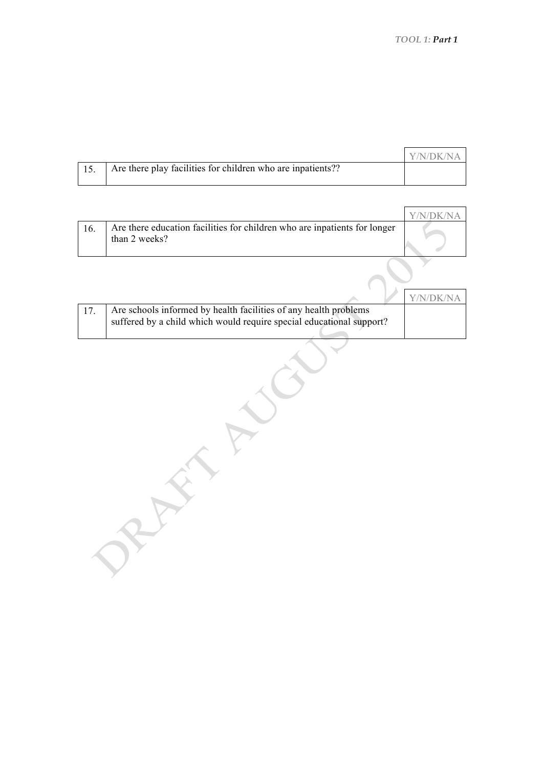| | | Y/N/DK/NA |
|---|---|---|
| 15. | Are there play facilities for children who are inpatients?? | |

| | | Y/N/DK/NA |
|---|---|---|
| 16. | Are there education facilities for children who are inpatients for longer than 2 weeks? | |

| | | Y/N/DK/NA |
|---|---|---|
| 17. | Are schools informed by health facilities of any health problems suffered by a child which would require special educational support? | |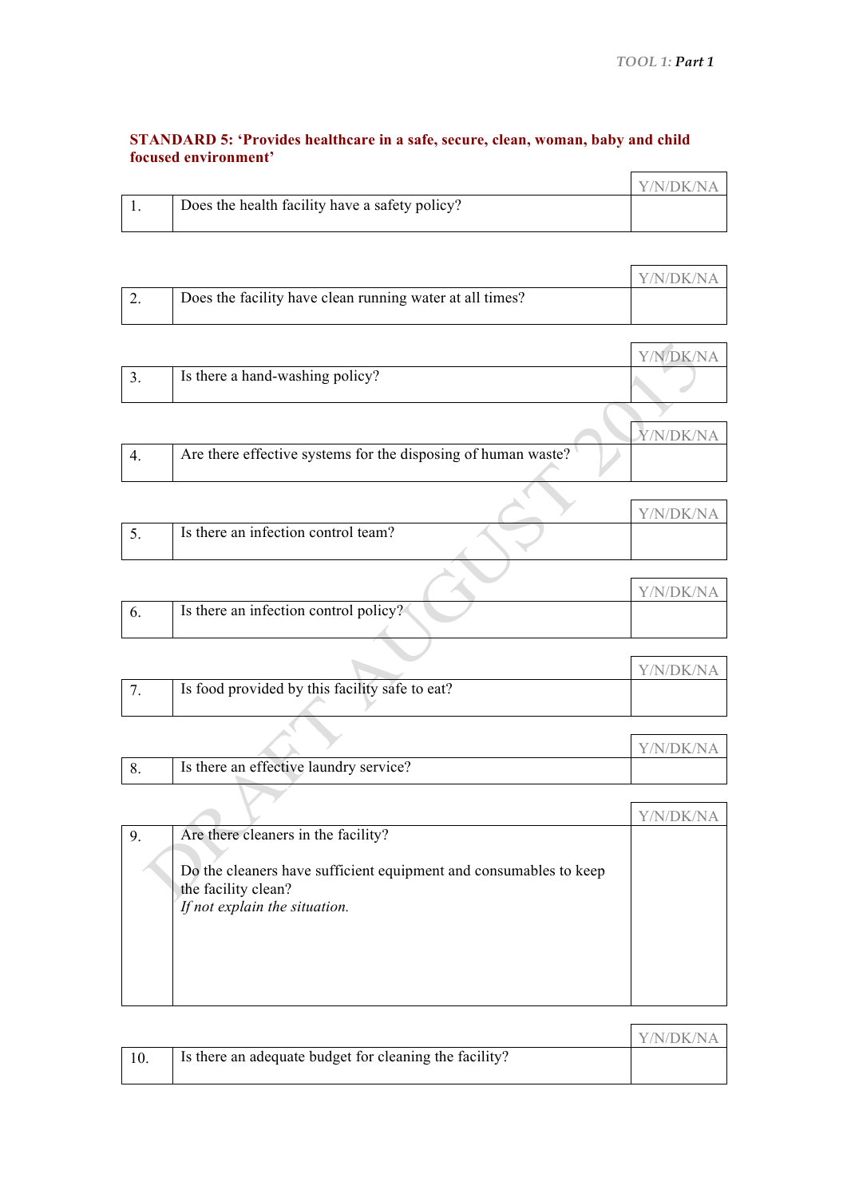**STANDARD 5: 'Provides healthcare in a safe, secure, clean, woman, baby and child focused environment'**

| | | Y/N/DK/NA |
|---|---|---|
| 1. | Does the health facility have a safety policy? | |

| | | Y/N/DK/NA |
|---|---|---|
| 2. | Does the facility have clean running water at all times? | |

| | | Y/N/DK/NA |
|---|---|---|
| 3. | Is there a hand-washing policy? | |

| | | Y/N/DK/NA |
|---|---|---|
| 4. | Are there effective systems for the disposing of human waste? | |

| | | Y/N/DK/NA |
|---|---|---|
| 5. | Is there an infection control team? | |

| | | Y/N/DK/NA |
|---|---|---|
| 6. | Is there an infection control policy? | |

| | | Y/N/DK/NA |
|---|---|---|
| 7. | Is food provided by this facility safe to eat? | |

| | | Y/N/DK/NA |
|---|---|---|
| 8. | Is there an effective laundry service? | |

| | | Y/N/DK/NA |
|---|---|---|
| 9. | Are there cleaners in the facility?<br><br>Do the cleaners have sufficient equipment and consumables to keep the facility clean?<br>*If not explain the situation.* | |

| | | Y/N/DK/NA |
|---|---|---|
| 10. | Is there an adequate budget for cleaning the facility? | |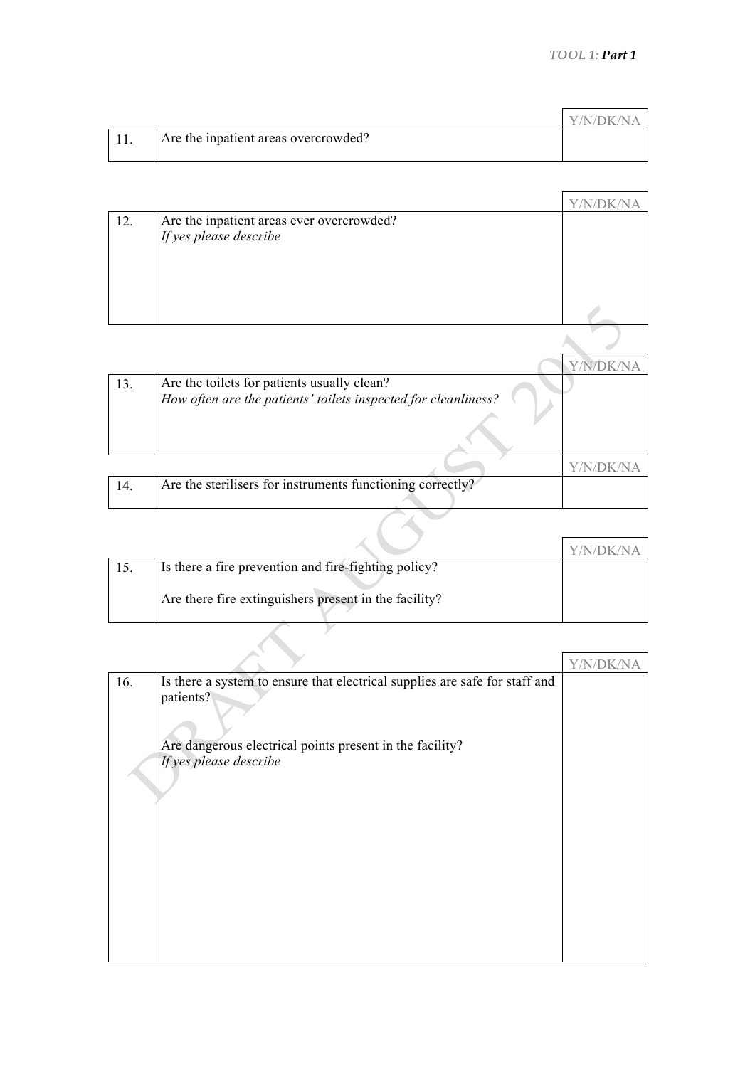| | | Y/N/DK/NA |
|---|---|---|
| 11. | Are the inpatient areas overcrowded? | |

| | | Y/N/DK/NA |
|---|---|---|
| 12. | Are the inpatient areas ever overcrowded?<br>*If yes please describe* | |

| | | Y/N/DK/NA |
|---|---|---|
| 13. | Are the toilets for patients usually clean?<br>*How often are the patients' toilets inspected for cleanliness?* | |

| | | Y/N/DK/NA |
|---|---|---|
| 14. | Are the sterilisers for instruments functioning correctly? | |

| | | Y/N/DK/NA |
|---|---|---|
| 15. | Is there a fire prevention and fire-fighting policy?<br><br>Are there fire extinguishers present in the facility? | |

| | | Y/N/DK/NA |
|---|---|---|
| 16. | Is there a system to ensure that electrical supplies are safe for staff and patients?<br><br>Are dangerous electrical points present in the facility?<br>*If yes please describe* | |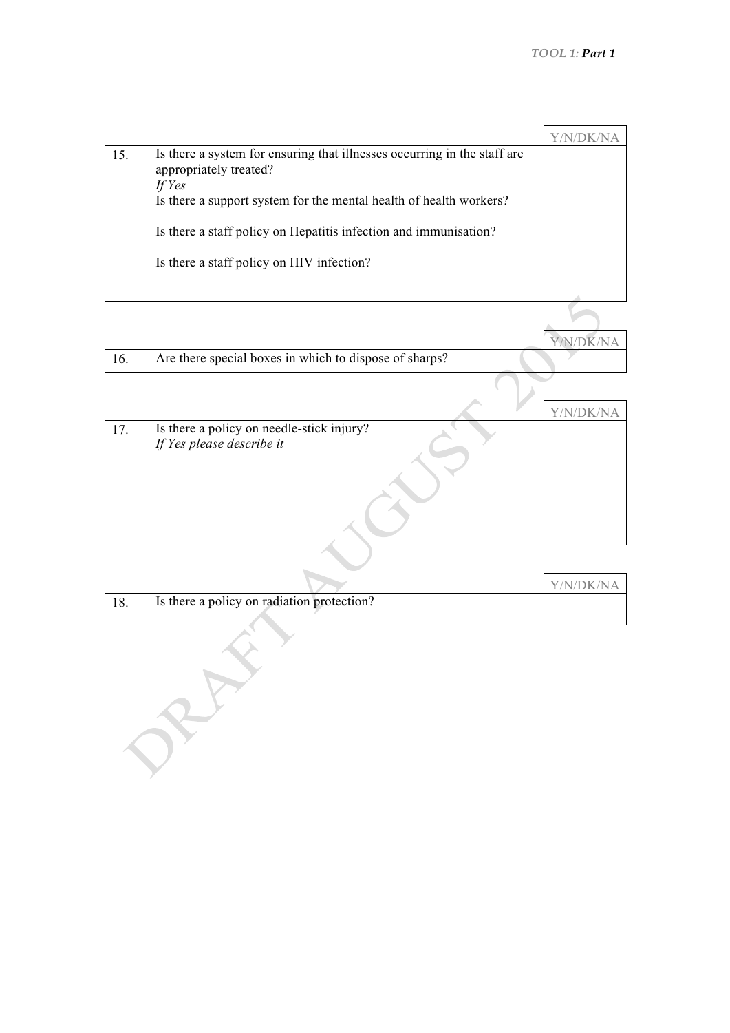| | | Y/N/DK/NA |
|---|---|---|
| 15. | Is there a system for ensuring that illnesses occurring in the staff are appropriately treated?<br>*If Yes*<br>Is there a support system for the mental health of health workers?<br><br>Is there a staff policy on Hepatitis infection and immunisation?<br><br>Is there a staff policy on HIV infection? | |

| | | Y/N/DK/NA |
|---|---|---|
| 16. | Are there special boxes in which to dispose of sharps? | |

| | | Y/N/DK/NA |
|---|---|---|
| 17. | Is there a policy on needle-stick injury?<br>*If Yes please describe it* | |

| | | Y/N/DK/NA |
|---|---|---|
| 18. | Is there a policy on radiation protection? | |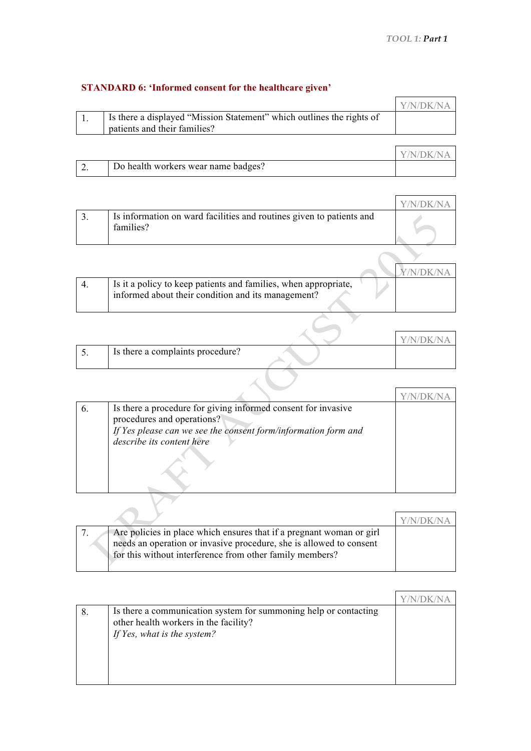### STANDARD 6: 'Informed consent for the healthcare given'

| | | Y/N/DK/NA |
|---|---|---|
| 1. | Is there a displayed "Mission Statement" which outlines the rights of patients and their families? | |

| | | Y/N/DK/NA |
|---|---|---|
| 2. | Do health workers wear name badges? | |

| | | Y/N/DK/NA |
|---|---|---|
| 3. | Is information on ward facilities and routines given to patients and families? | |

| | | Y/N/DK/NA |
|---|---|---|
| 4. | Is it a policy to keep patients and families, when appropriate, informed about their condition and its management? | |

| | | Y/N/DK/NA |
|---|---|---|
| 5. | Is there a complaints procedure? | |

| | | Y/N/DK/NA |
|---|---|---|
| 6. | Is there a procedure for giving informed consent for invasive procedures and operations? *If Yes please can we see the consent form/information form and describe its content here* | |

| | | Y/N/DK/NA |
|---|---|---|
| 7. | Are policies in place which ensures that if a pregnant woman or girl needs an operation or invasive procedure, she is allowed to consent for this without interference from other family members? | |

| | | Y/N/DK/NA |
|---|---|---|
| 8. | Is there a communication system for summoning help or contacting other health workers in the facility? *If Yes, what is the system?* | |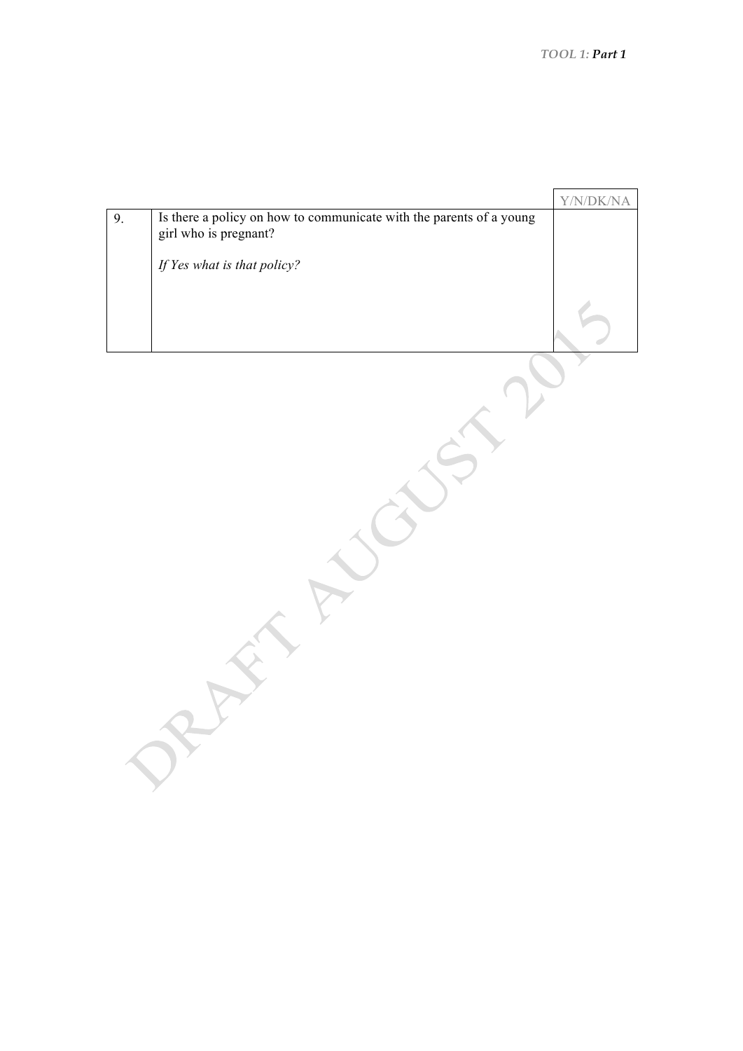| | | Y/N/DK/NA |
|---|---|---|
| 9. | Is there a policy on how to communicate with the parents of a young girl who is pregnant?<br><br>*If Yes what is that policy?* | |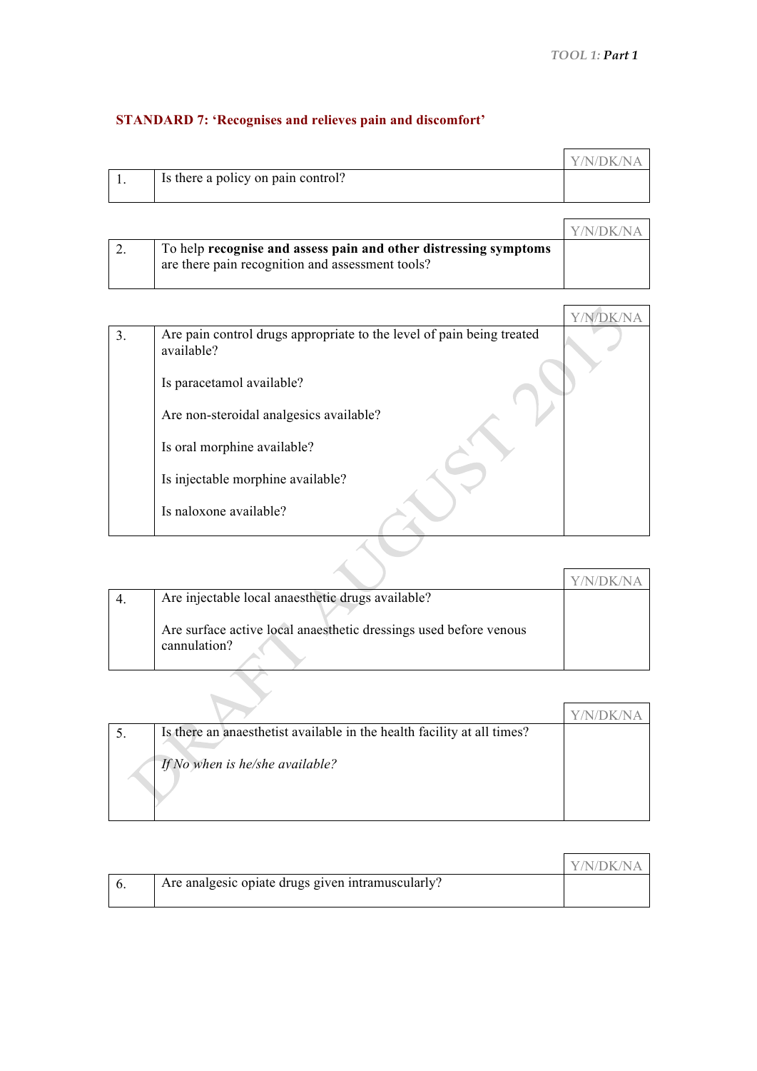## STANDARD 7: 'Recognises and relieves pain and discomfort'

| | | Y/N/DK/NA |
|---|---|---|
| 1. | Is there a policy on pain control? | |

| | | Y/N/DK/NA |
|---|---|---|
| 2. | To help **recognise and assess pain and other distressing symptoms** are there pain recognition and assessment tools? | |

| | | Y/N/DK/NA |
|---|---|---|
| 3. | Are pain control drugs appropriate to the level of pain being treated available?<br><br>Is paracetamol available?<br><br>Are non-steroidal analgesics available?<br><br>Is oral morphine available?<br><br>Is injectable morphine available?<br><br>Is naloxone available? | |

| | | Y/N/DK/NA |
|---|---|---|
| 4. | Are injectable local anaesthetic drugs available?<br><br>Are surface active local anaesthetic dressings used before venous cannulation? | |

| | | Y/N/DK/NA |
|---|---|---|
| 5. | Is there an anaesthetist available in the health facility at all times?<br><br>*If No when is he/she available?* | |

| | | Y/N/DK/NA |
|---|---|---|
| 6. | Are analgesic opiate drugs given intramuscularly? | |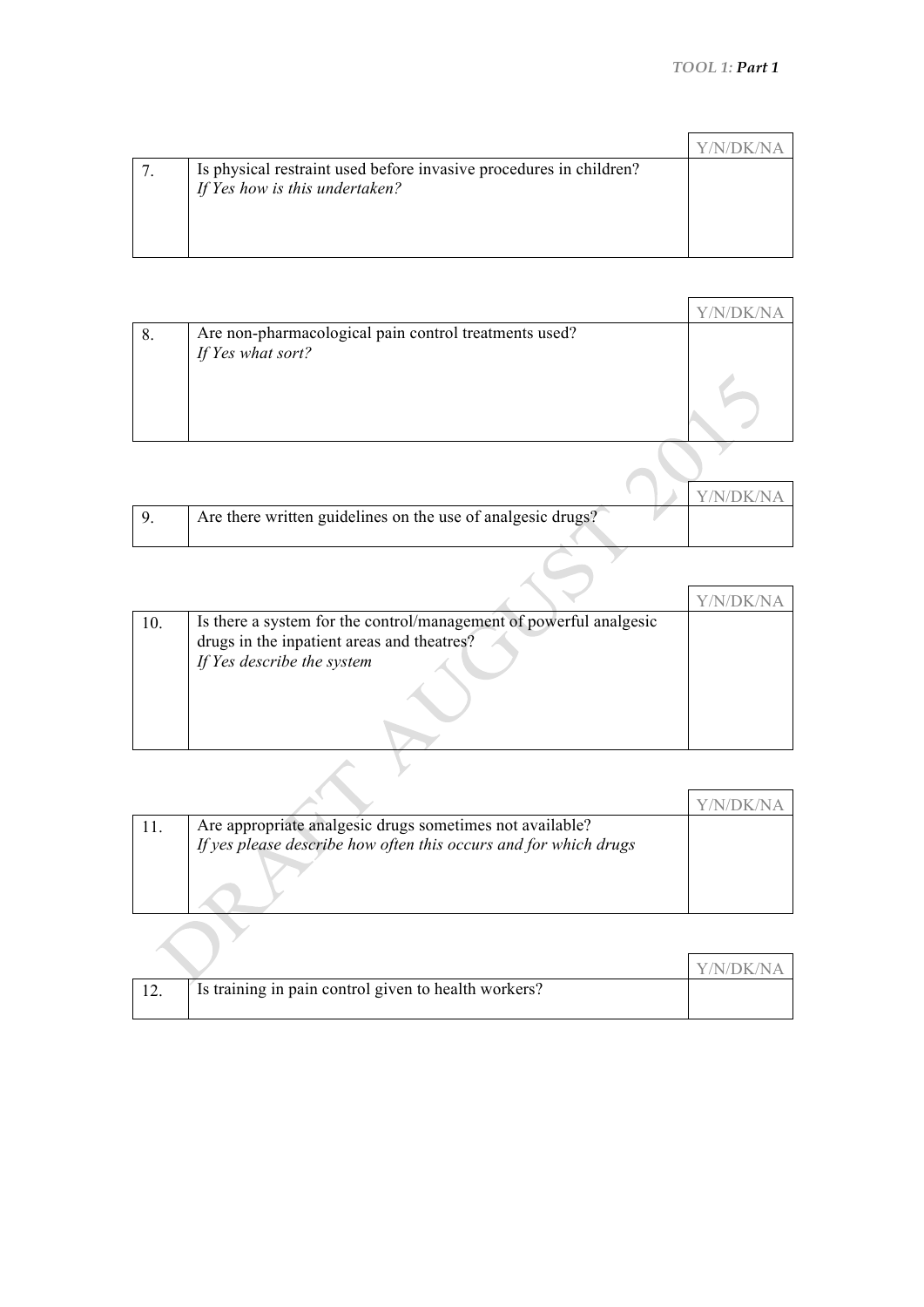| | | Y/N/DK/NA |
|---|---|---|
| 7. | Is physical restraint used before invasive procedures in children?<br>*If Yes how is this undertaken?* | |

| | | Y/N/DK/NA |
|---|---|---|
| 8. | Are non-pharmacological pain control treatments used?<br>*If Yes what sort?* | |

| | | Y/N/DK/NA |
|---|---|---|
| 9. | Are there written guidelines on the use of analgesic drugs? | |

| | | Y/N/DK/NA |
|---|---|---|
| 10. | Is there a system for the control/management of powerful analgesic drugs in the inpatient areas and theatres?<br>*If Yes describe the system* | |

| | | Y/N/DK/NA |
|---|---|---|
| 11. | Are appropriate analgesic drugs sometimes not available?<br>*If yes please describe how often this occurs and for which drugs* | |

| | | Y/N/DK/NA |
|---|---|---|
| 12. | Is training in pain control given to health workers? | |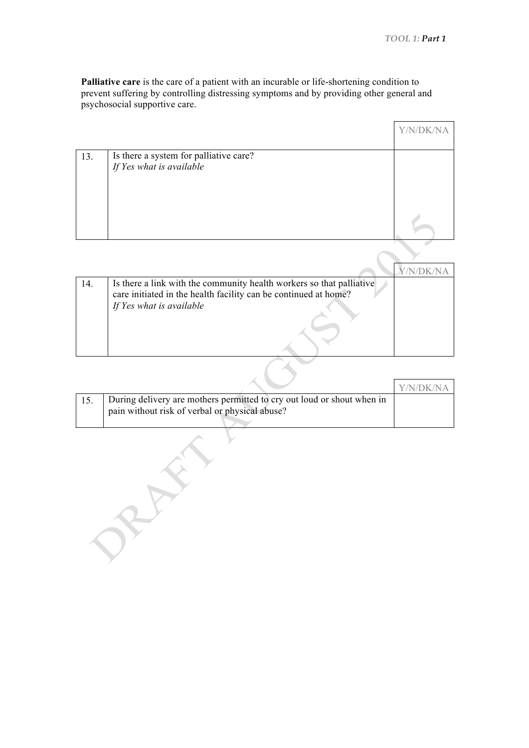**Palliative care** is the care of a patient with an incurable or life-shortening condition to prevent suffering by controlling distressing symptoms and by providing other general and psychosocial supportive care.

| | | Y/N/DK/NA |
|---|---|---|
| 13. | Is there a system for palliative care?<br>*If Yes what is available* | |

| | | Y/N/DK/NA |
|---|---|---|
| 14. | Is there a link with the community health workers so that palliative care initiated in the health facility can be continued at home?<br>*If Yes what is available* | |

| | | Y/N/DK/NA |
|---|---|---|
| 15. | During delivery are mothers permitted to cry out loud or shout when in pain without risk of verbal or physical abuse? | |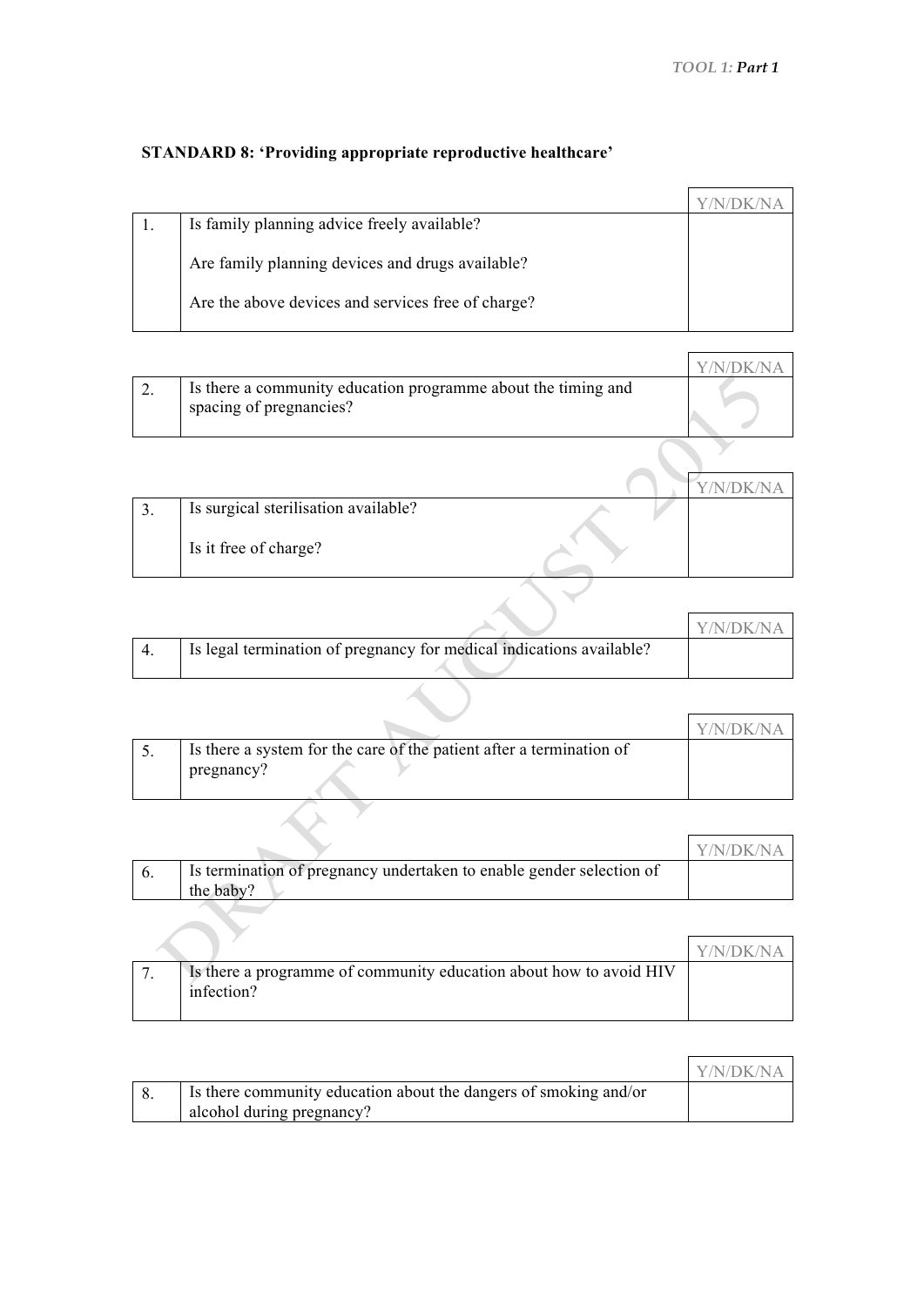### STANDARD 8: 'Providing appropriate reproductive healthcare'

| | | Y/N/DK/NA |
|---|---|---|
| 1. | Is family planning advice freely available?<br><br>Are family planning devices and drugs available?<br><br>Are the above devices and services free of charge? | |

| | | Y/N/DK/NA |
|---|---|---|
| 2. | Is there a community education programme about the timing and spacing of pregnancies? | |

| | | Y/N/DK/NA |
|---|---|---|
| 3. | Is surgical sterilisation available?<br><br>Is it free of charge? | |

| | | Y/N/DK/NA |
|---|---|---|
| 4. | Is legal termination of pregnancy for medical indications available? | |

| | | Y/N/DK/NA |
|---|---|---|
| 5. | Is there a system for the care of the patient after a termination of pregnancy? | |

| | | Y/N/DK/NA |
|---|---|---|
| 6. | Is termination of pregnancy undertaken to enable gender selection of the baby? | |

| | | Y/N/DK/NA |
|---|---|---|
| 7. | Is there a programme of community education about how to avoid HIV infection? | |

| | | Y/N/DK/NA |
|---|---|---|
| 8. | Is there community education about the dangers of smoking and/or alcohol during pregnancy? | |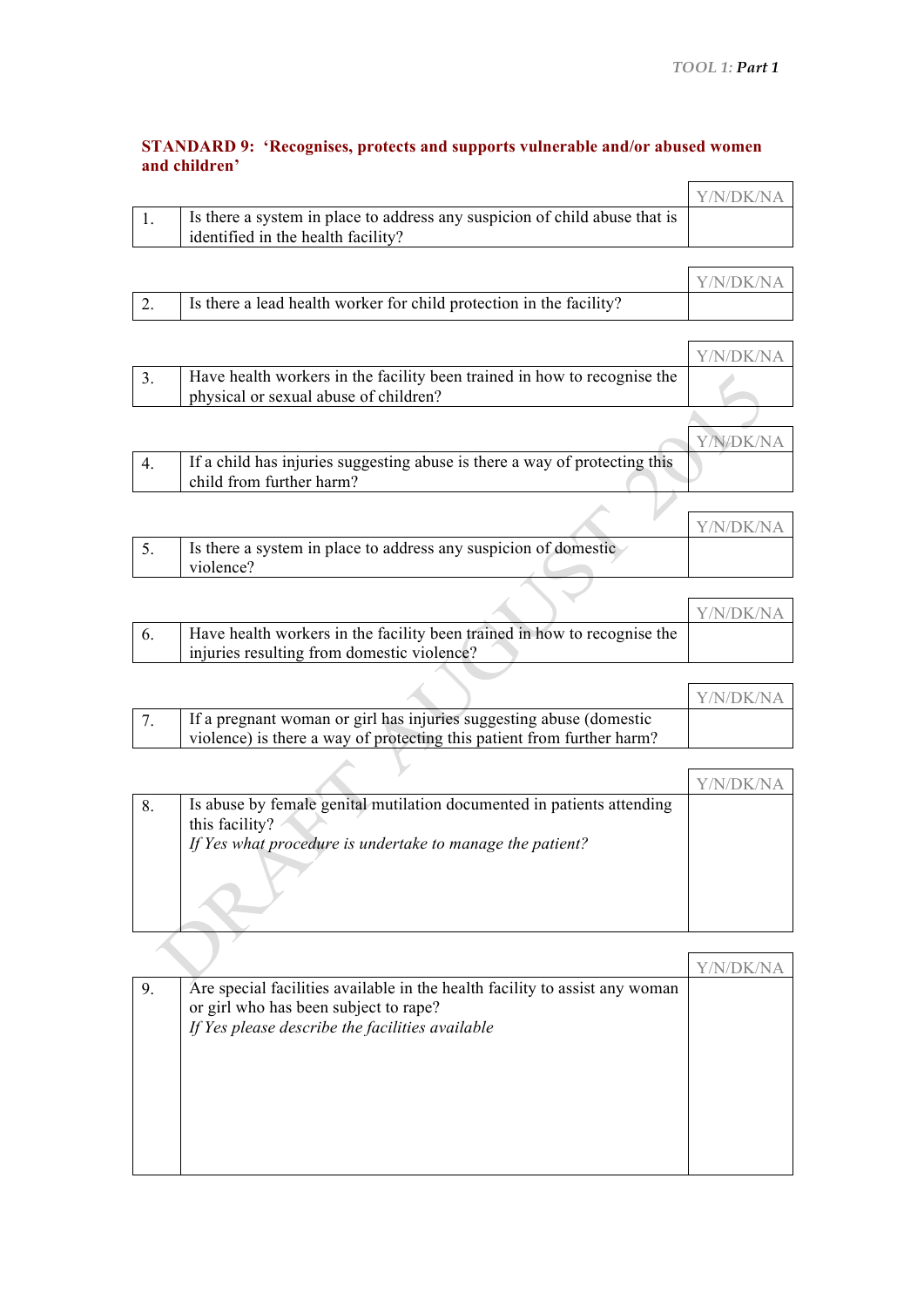### STANDARD 9: 'Recognises, protects and supports vulnerable and/or abused women and children'

| | | Y/N/DK/NA |
|---|---|---|
| 1. | Is there a system in place to address any suspicion of child abuse that is identified in the health facility? | |

| | | Y/N/DK/NA |
|---|---|---|
| 2. | Is there a lead health worker for child protection in the facility? | |

| | | Y/N/DK/NA |
|---|---|---|
| 3. | Have health workers in the facility been trained in how to recognise the physical or sexual abuse of children? | |

| | | Y/N/DK/NA |
|---|---|---|
| 4. | If a child has injuries suggesting abuse is there a way of protecting this child from further harm? | |

| | | Y/N/DK/NA |
|---|---|---|
| 5. | Is there a system in place to address any suspicion of domestic violence? | |

| | | Y/N/DK/NA |
|---|---|---|
| 6. | Have health workers in the facility been trained in how to recognise the injuries resulting from domestic violence? | |

| | | Y/N/DK/NA |
|---|---|---|
| 7. | If a pregnant woman or girl has injuries suggesting abuse (domestic violence) is there a way of protecting this patient from further harm? | |

| | | Y/N/DK/NA |
|---|---|---|
| 8. | Is abuse by female genital mutilation documented in patients attending this facility?<br>*If Yes what procedure is undertake to manage the patient?* | |

| | | Y/N/DK/NA |
|---|---|---|
| 9. | Are special facilities available in the health facility to assist any woman or girl who has been subject to rape?<br>*If Yes please describe the facilities available* | |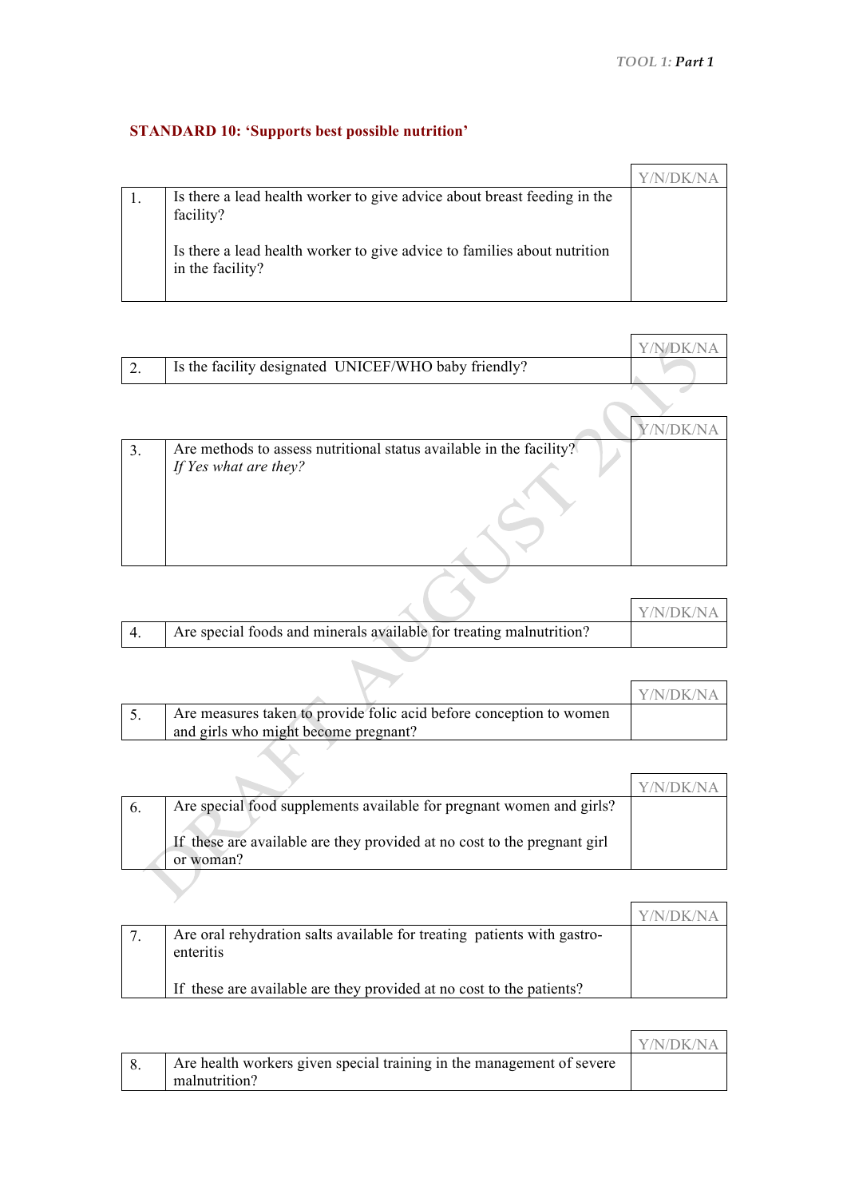## STANDARD 10: 'Supports best possible nutrition'

| | | Y/N/DK/NA |
|---|---|---|
| 1. | Is there a lead health worker to give advice about breast feeding in the facility?<br><br>Is there a lead health worker to give advice to families about nutrition in the facility? | |

| | | Y/N/DK/NA |
|---|---|---|
| 2. | Is the facility designated UNICEF/WHO baby friendly? | |

| | | Y/N/DK/NA |
|---|---|---|
| 3. | Are methods to assess nutritional status available in the facility?<br>*If Yes what are they?* | |

| | | Y/N/DK/NA |
|---|---|---|
| 4. | Are special foods and minerals available for treating malnutrition? | |

| | | Y/N/DK/NA |
|---|---|---|
| 5. | Are measures taken to provide folic acid before conception to women and girls who might become pregnant? | |

| | | Y/N/DK/NA |
|---|---|---|
| 6. | Are special food supplements available for pregnant women and girls?<br><br>If these are available are they provided at no cost to the pregnant girl or woman? | |

| | | Y/N/DK/NA |
|---|---|---|
| 7. | Are oral rehydration salts available for treating patients with gastro-enteritis<br><br>If these are available are they provided at no cost to the patients? | |

| | | Y/N/DK/NA |
|---|---|---|
| 8. | Are health workers given special training in the management of severe malnutrition? | |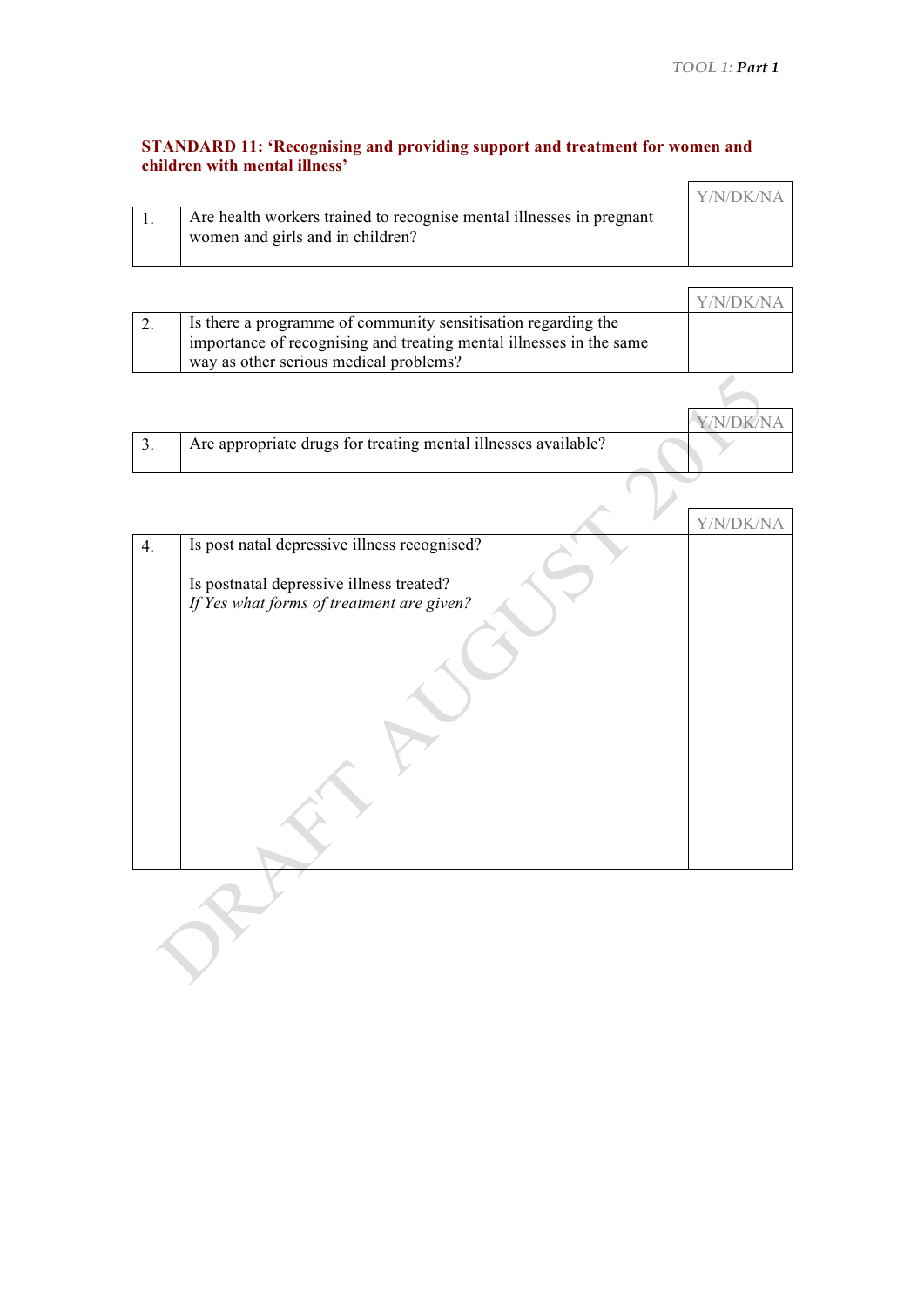**STANDARD 11: 'Recognising and providing support and treatment for women and children with mental illness'**

| | | Y/N/DK/NA |
|---|---|---|
| 1. | Are health workers trained to recognise mental illnesses in pregnant women and girls and in children? | |

| | | Y/N/DK/NA |
|---|---|---|
| 2. | Is there a programme of community sensitisation regarding the importance of recognising and treating mental illnesses in the same way as other serious medical problems? | |

| | | Y/N/DK/NA |
|---|---|---|
| 3. | Are appropriate drugs for treating mental illnesses available? | |

| | | Y/N/DK/NA |
|---|---|---|
| 4. | Is post natal depressive illness recognised?<br><br>Is postnatal depressive illness treated?<br>*If Yes what forms of treatment are given?* | |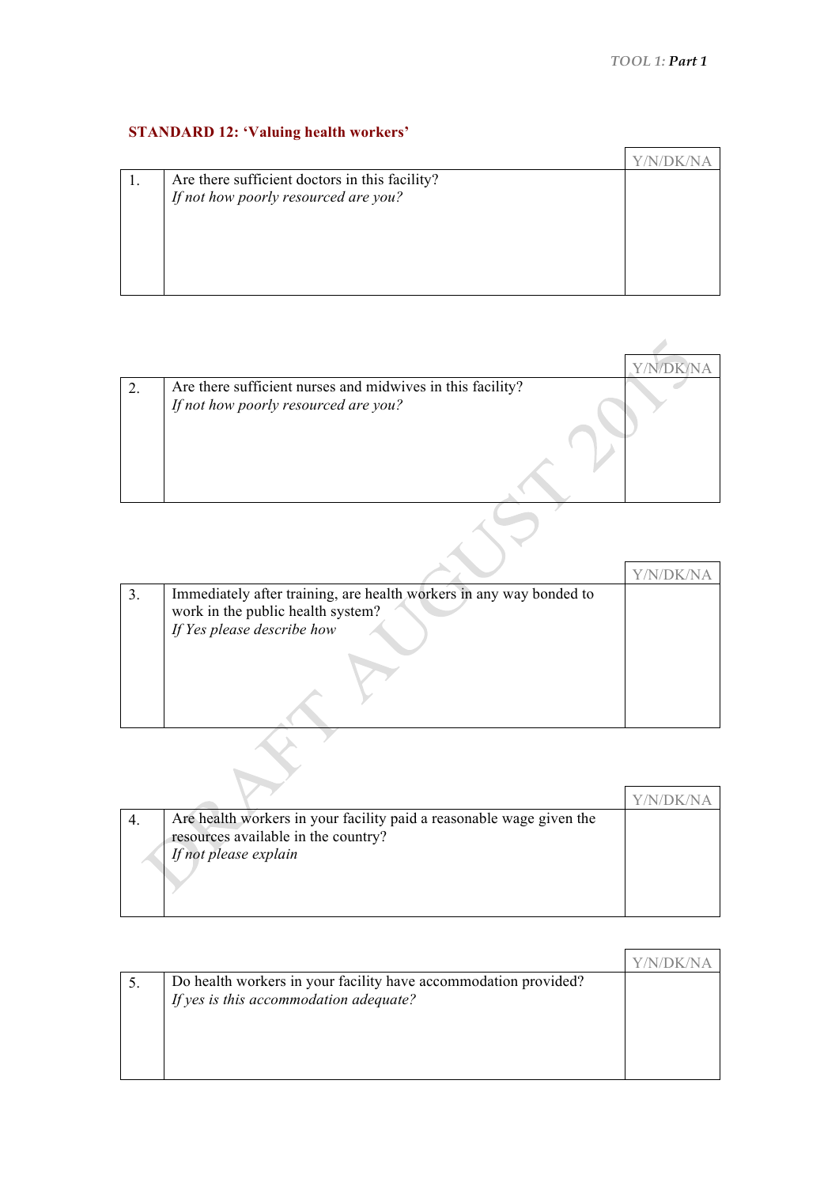## STANDARD 12: 'Valuing health workers'

| | | Y/N/DK/NA |
|---|---|---|
| 1. | Are there sufficient doctors in this facility?<br>*If not how poorly resourced are you?* | |

| | | Y/N/DK/NA |
|---|---|---|
| 2. | Are there sufficient nurses and midwives in this facility?<br>*If not how poorly resourced are you?* | |

| | | Y/N/DK/NA |
|---|---|---|
| 3. | Immediately after training, are health workers in any way bonded to work in the public health system?<br>*If Yes please describe how* | |

| | | Y/N/DK/NA |
|---|---|---|
| 4. | Are health workers in your facility paid a reasonable wage given the resources available in the country?<br>*If not please explain* | |

| | | Y/N/DK/NA |
|---|---|---|
| 5. | Do health workers in your facility have accommodation provided?<br>*If yes is this accommodation adequate?* | |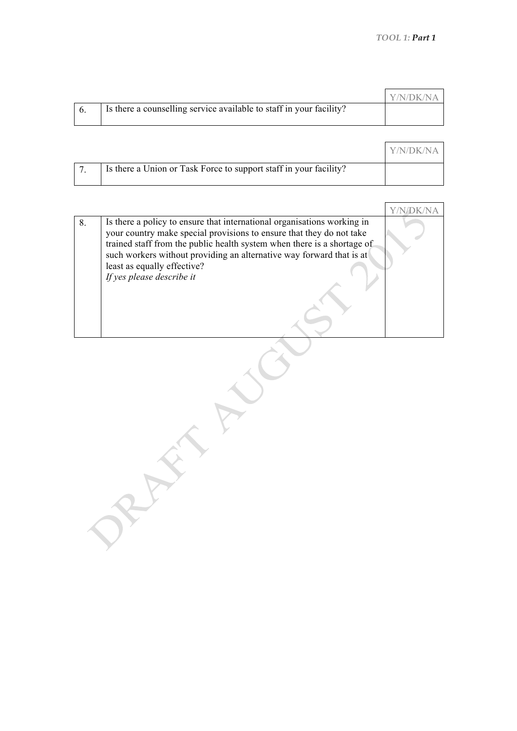| | | Y/N/DK/NA |
|---|---|---|
| 6. | Is there a counselling service available to staff in your facility? | |

| | | Y/N/DK/NA |
|---|---|---|
| 7. | Is there a Union or Task Force to support staff in your facility? | |

| | | Y/N/DK/NA |
|---|---|---|
| 8. | Is there a policy to ensure that international organisations working in your country make special provisions to ensure that they do not take trained staff from the public health system when there is a shortage of such workers without providing an alternative way forward that is at least as equally effective?<br>*If yes please describe it* | |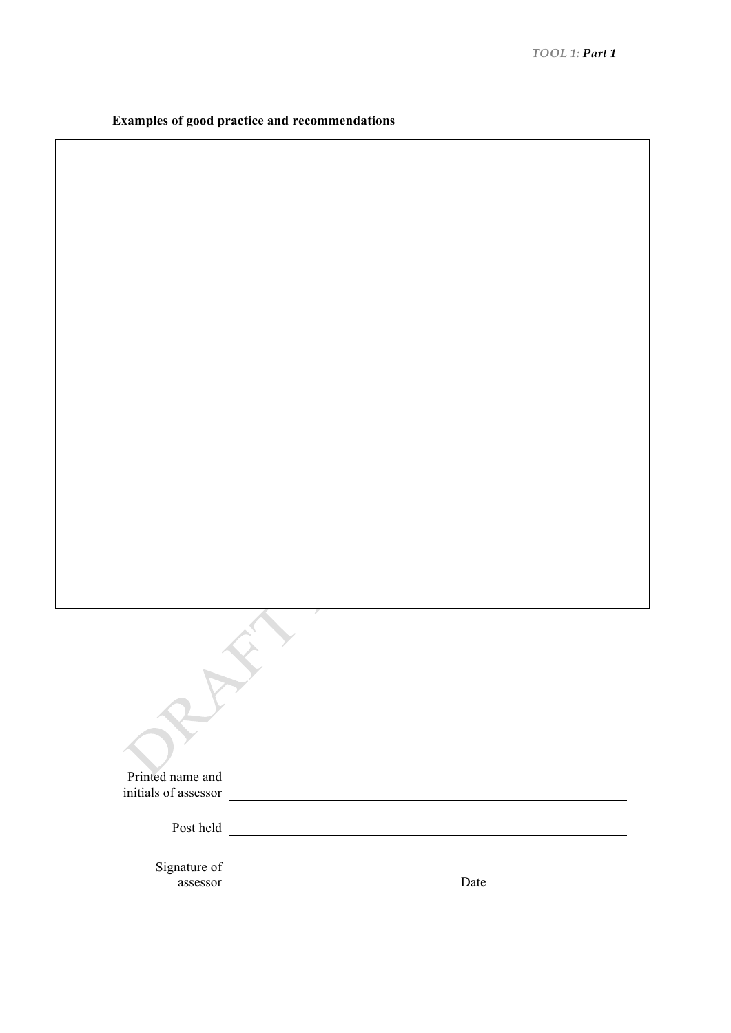**Examples of good practice and recommendations**

| |
|---|
| |

Printed name and initials of assessor \_\_\_\_\_\_\_\_\_\_\_\_\_\_\_\_\_\_\_\_\_\_\_\_\_\_\_\_\_\_\_\_\_\_\_\_\_\_

Post held \_\_\_\_\_\_\_\_\_\_\_\_\_\_\_\_\_\_\_\_\_\_\_\_\_\_\_\_\_\_\_\_\_\_\_\_\_\_

Signature of assessor \_\_\_\_\_\_\_\_\_\_\_\_\_\_\_\_\_\_\_\_\_\_\_\_ Date \_\_\_\_\_\_\_\_\_\_\_\_\_\_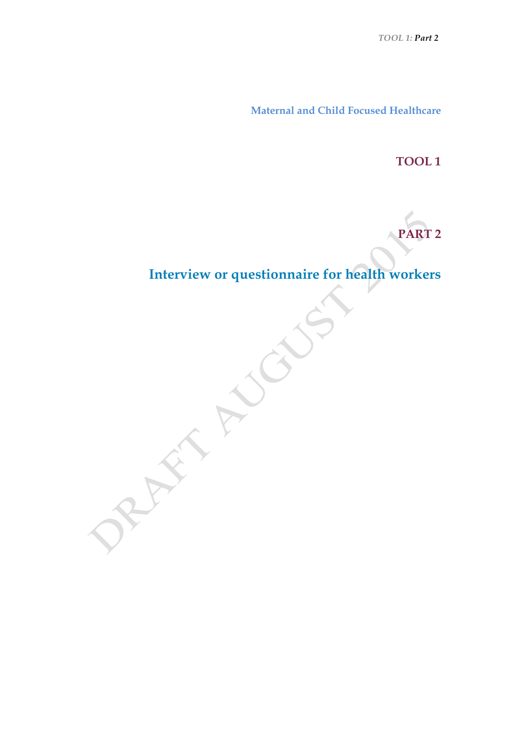**Maternal and Child Focused Healthcare**

# TOOL 1

# PART 2

## Interview or questionnaire for health workers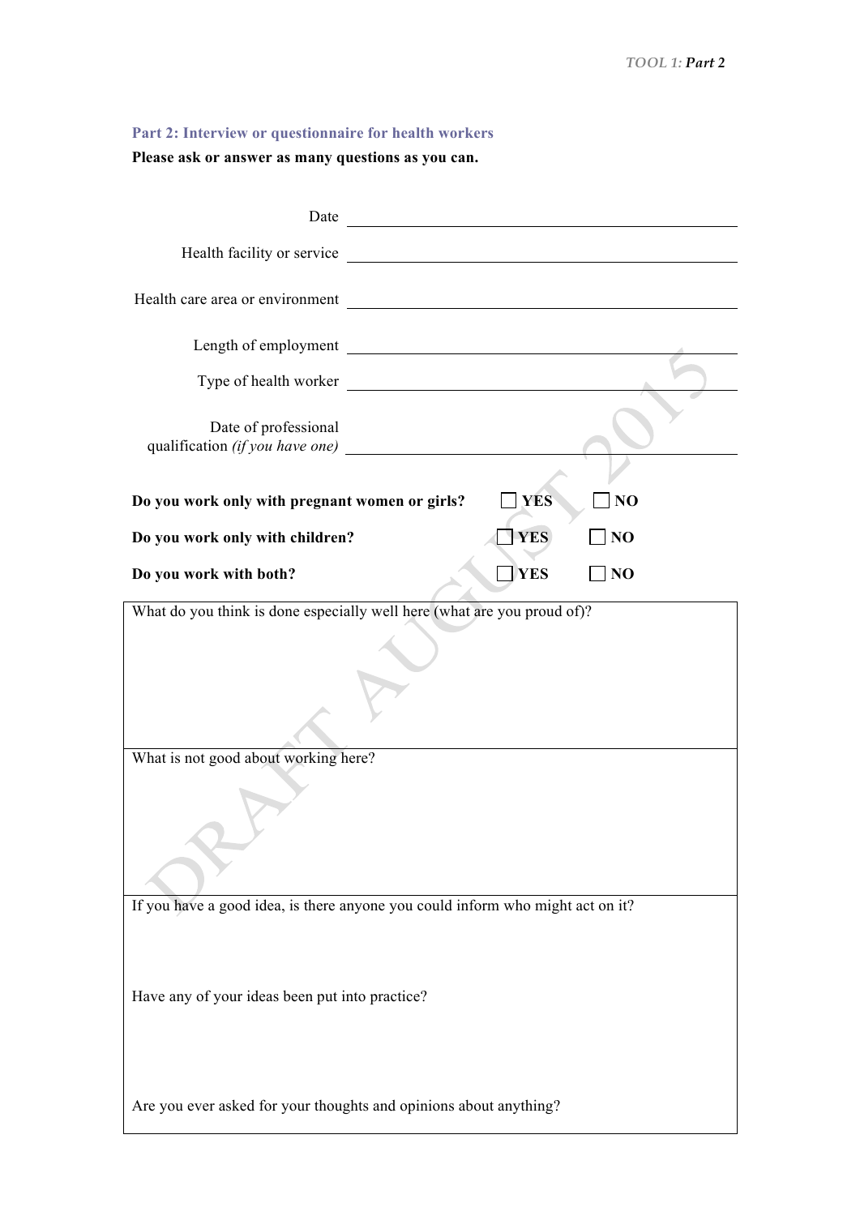## Part 2: Interview or questionnaire for health workers

**Please ask or answer as many questions as you can.**

Date ______________________________

Health facility or service ______________________________

Health care area or environment ______________________________

Length of employment ______________________________

Type of health worker ______________________________

Date of professional qualification *(if you have one)* ______________________________

**Do you work only with pregnant women or girls?** ☐ **YES** ☐ **NO**

**Do you work only with children?** ☐ **YES** ☐ **NO**

**Do you work with both?** ☐ **YES** ☐ **NO**

| What do you think is done especially well here (what are you proud of)? |
|---|
| What is not good about working here? |
| If you have a good idea, is there anyone you could inform who might act on it?<br><br>Have any of your ideas been put into practice?<br><br>Are you ever asked for your thoughts and opinions about anything? |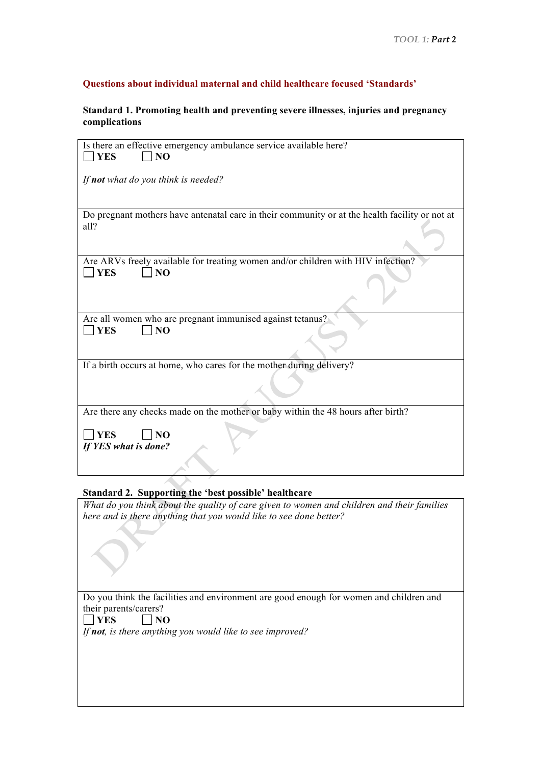## Questions about individual maternal and child healthcare focused 'Standards'

### Standard 1. Promoting health and preventing severe illnesses, injuries and pregnancy complications

Is there an effective emergency ambulance service available here?

☐ **YES** ☐ **NO**

*If **not** what do you think is needed?*

Do pregnant mothers have antenatal care in their community or at the health facility or not at all?

Are ARVs freely available for treating women and/or children with HIV infection?

☐ **YES** ☐ **NO**

Are all women who are pregnant immunised against tetanus?

☐ **YES** ☐ **NO**

If a birth occurs at home, who cares for the mother during delivery?

Are there any checks made on the mother or baby within the 48 hours after birth?

☐ **YES** ☐ **NO**

***If YES what is done?***

### Standard 2. Supporting the 'best possible' healthcare

*What do you think about the quality of care given to women and children and their families here and is there anything that you would like to see done better?*

Do you think the facilities and environment are good enough for women and children and their parents/carers?

☐ **YES** ☐ **NO**

*If **not**, is there anything you would like to see improved?*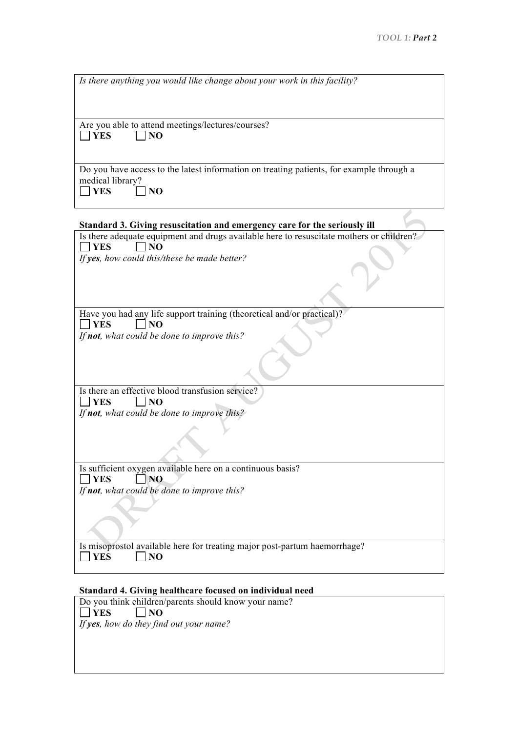*Is there anything you would like change about your work in this facility?*

Are you able to attend meetings/lectures/courses?
☐ **YES** ☐ **NO**

Do you have access to the latest information on treating patients, for example through a medical library?
☐ **YES** ☐ **NO**

**Standard 3. Giving resuscitation and emergency care for the seriously ill**

Is there adequate equipment and drugs available here to resuscitate mothers or children?
☐ **YES** ☐ **NO**
*If **yes**, how could this/these be made better?*

Have you had any life support training (theoretical and/or practical)?
☐ **YES** ☐ **NO**
*If **not**, what could be done to improve this?*

Is there an effective blood transfusion service?
☐ **YES** ☐ **NO**
*If **not**, what could be done to improve this?*

Is sufficient oxygen available here on a continuous basis?
☐ **YES** ☐ **NO**
*If **not**, what could be done to improve this?*

Is misoprostol available here for treating major post-partum haemorrhage?
☐ **YES** ☐ **NO**

**Standard 4. Giving healthcare focused on individual need**

Do you think children/parents should know your name?
☐ **YES** ☐ **NO**
*If **yes**, how do they find out your name?*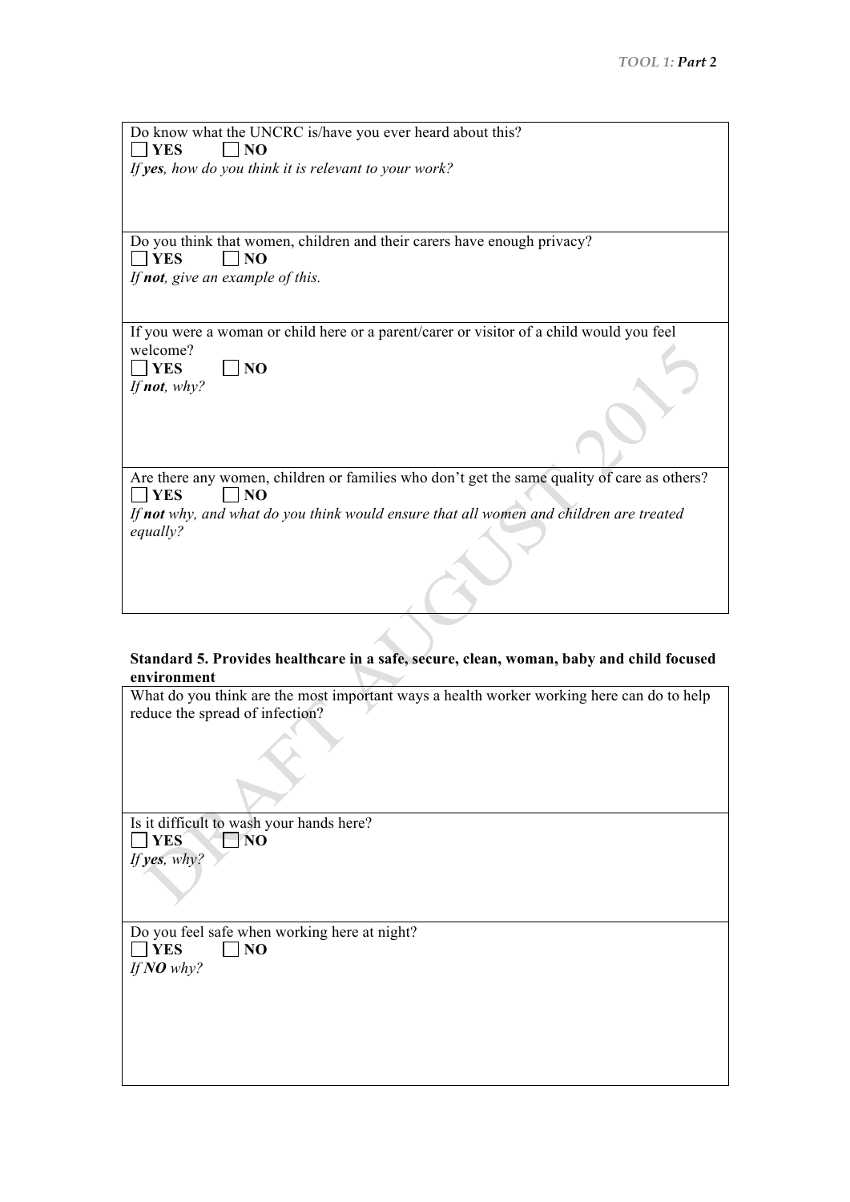Do know what the UNCRC is/have you ever heard about this?

☐ **YES** ☐ **NO**

*If **yes**, how do you think it is relevant to your work?*

Do you think that women, children and their carers have enough privacy?

☐ **YES** ☐ **NO**

*If **not**, give an example of this.*

If you were a woman or child here or a parent/carer or visitor of a child would you feel welcome?

☐ **YES** ☐ **NO**

*If **not**, why?*

Are there any women, children or families who don't get the same quality of care as others?

☐ **YES** ☐ **NO**

*If **not** why, and what do you think would ensure that all women and children are treated equally?*

**Standard 5. Provides healthcare in a safe, secure, clean, woman, baby and child focused environment**

What do you think are the most important ways a health worker working here can do to help reduce the spread of infection?

Is it difficult to wash your hands here?

☐ **YES** ☐ **NO**

*If **yes**, why?*

Do you feel safe when working here at night?

☐ **YES** ☐ **NO**

*If **NO** why?*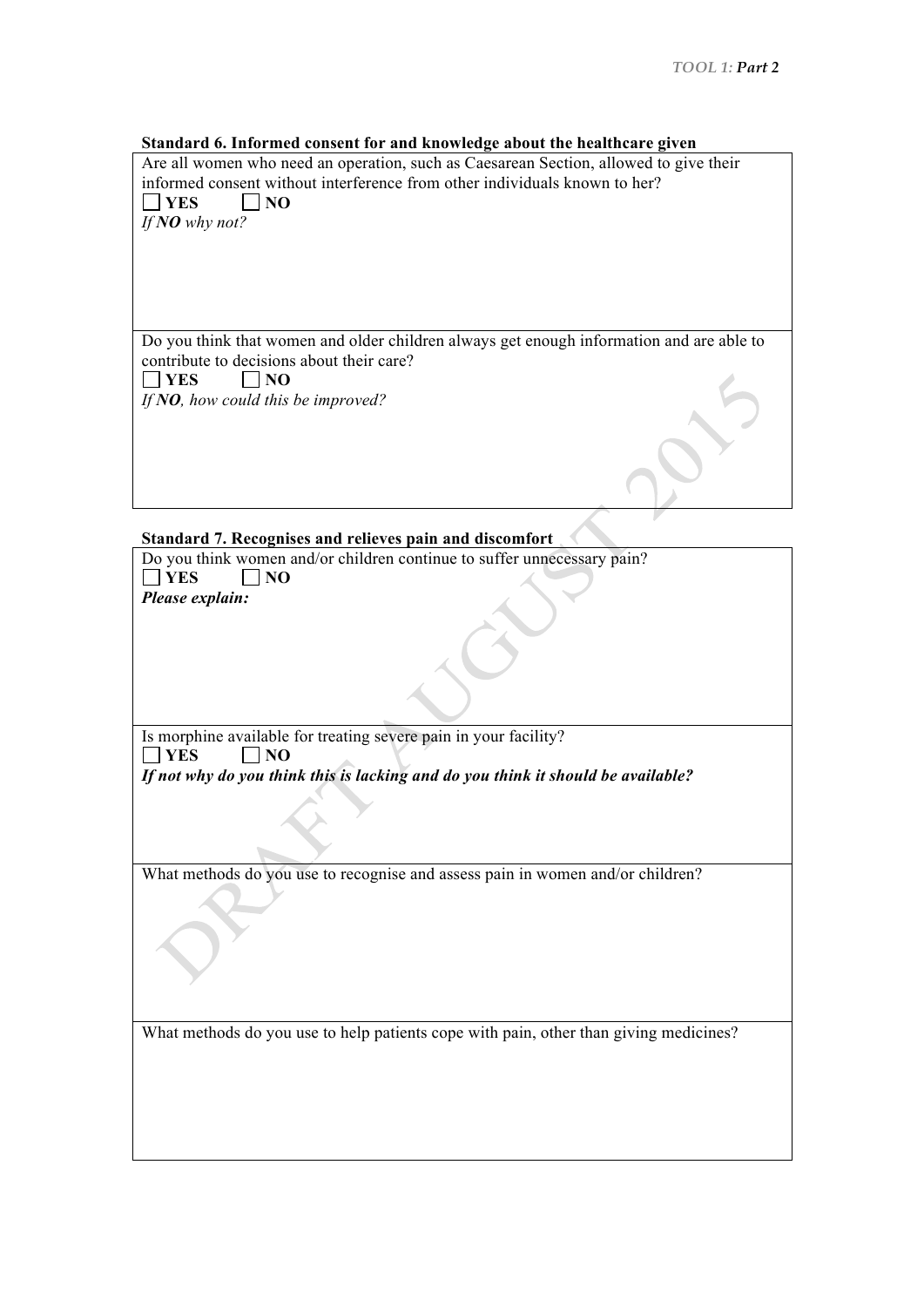### Standard 6. Informed consent for and knowledge about the healthcare given

Are all women who need an operation, such as Caesarean Section, allowed to give their informed consent without interference from other individuals known to her?

☐ **YES** ☐ **NO**

*If **NO** why not?*

Do you think that women and older children always get enough information and are able to contribute to decisions about their care?

☐ **YES** ☐ **NO**

*If **NO**, how could this be improved?*

### Standard 7. Recognises and relieves pain and discomfort

Do you think women and/or children continue to suffer unnecessary pain?

☐ **YES** ☐ **NO**

***Please explain:***

Is morphine available for treating severe pain in your facility?

☐ **YES** ☐ **NO**

***If not why do you think this is lacking and do you think it should be available?***

What methods do you use to recognise and assess pain in women and/or children?

What methods do you use to help patients cope with pain, other than giving medicines?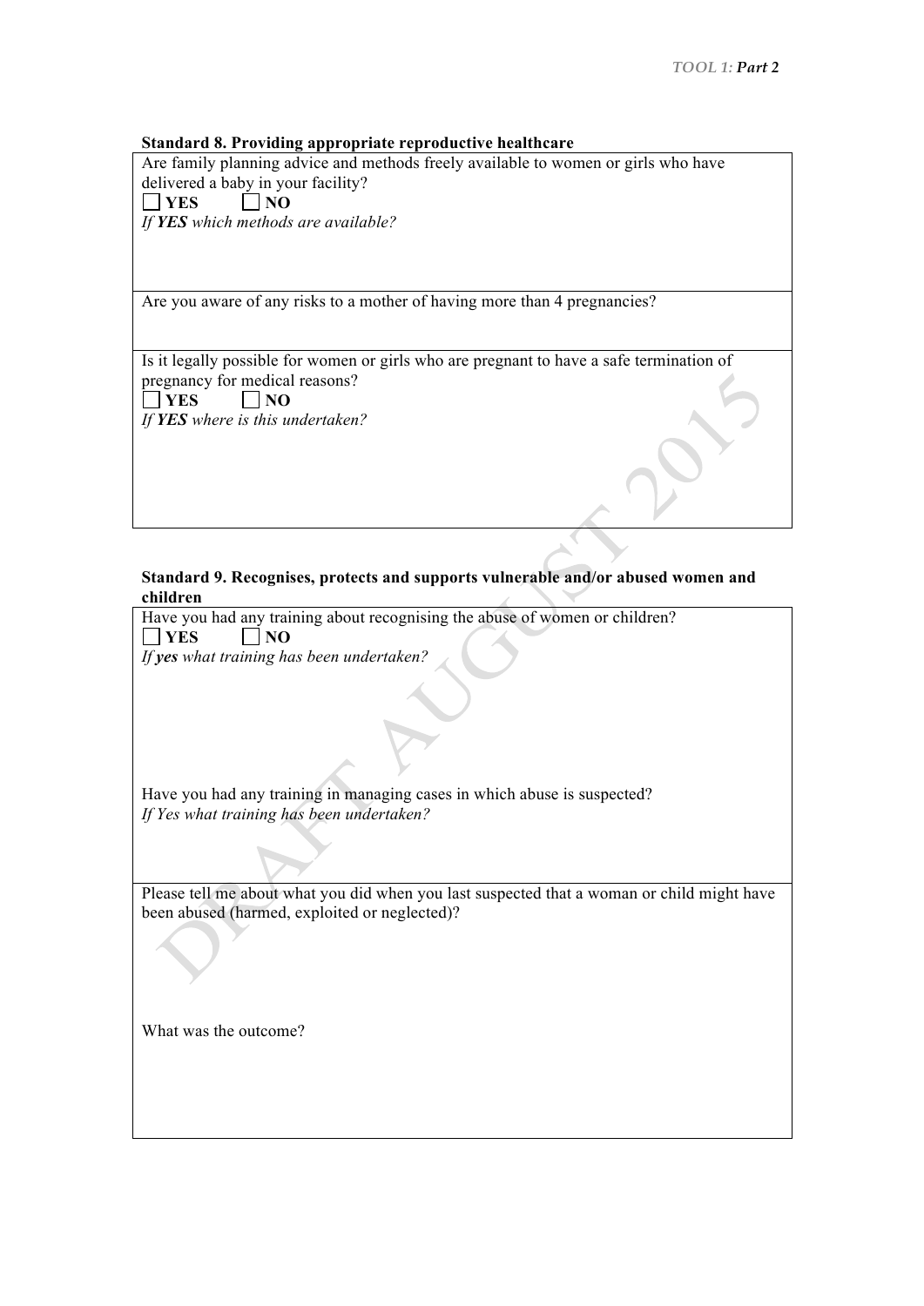### Standard 8. Providing appropriate reproductive healthcare

Are family planning advice and methods freely available to women or girls who have delivered a baby in your facility?

☐ **YES** ☐ **NO**

*If **YES** which methods are available?*

Are you aware of any risks to a mother of having more than 4 pregnancies?

Is it legally possible for women or girls who are pregnant to have a safe termination of pregnancy for medical reasons?

☐ **YES** ☐ **NO**

*If **YES** where is this undertaken?*

### Standard 9. Recognises, protects and supports vulnerable and/or abused women and children

Have you had any training about recognising the abuse of women or children?

☐ **YES** ☐ **NO**

*If **yes** what training has been undertaken?*

Have you had any training in managing cases in which abuse is suspected?

*If Yes what training has been undertaken?*

Please tell me about what you did when you last suspected that a woman or child might have been abused (harmed, exploited or neglected)?

What was the outcome?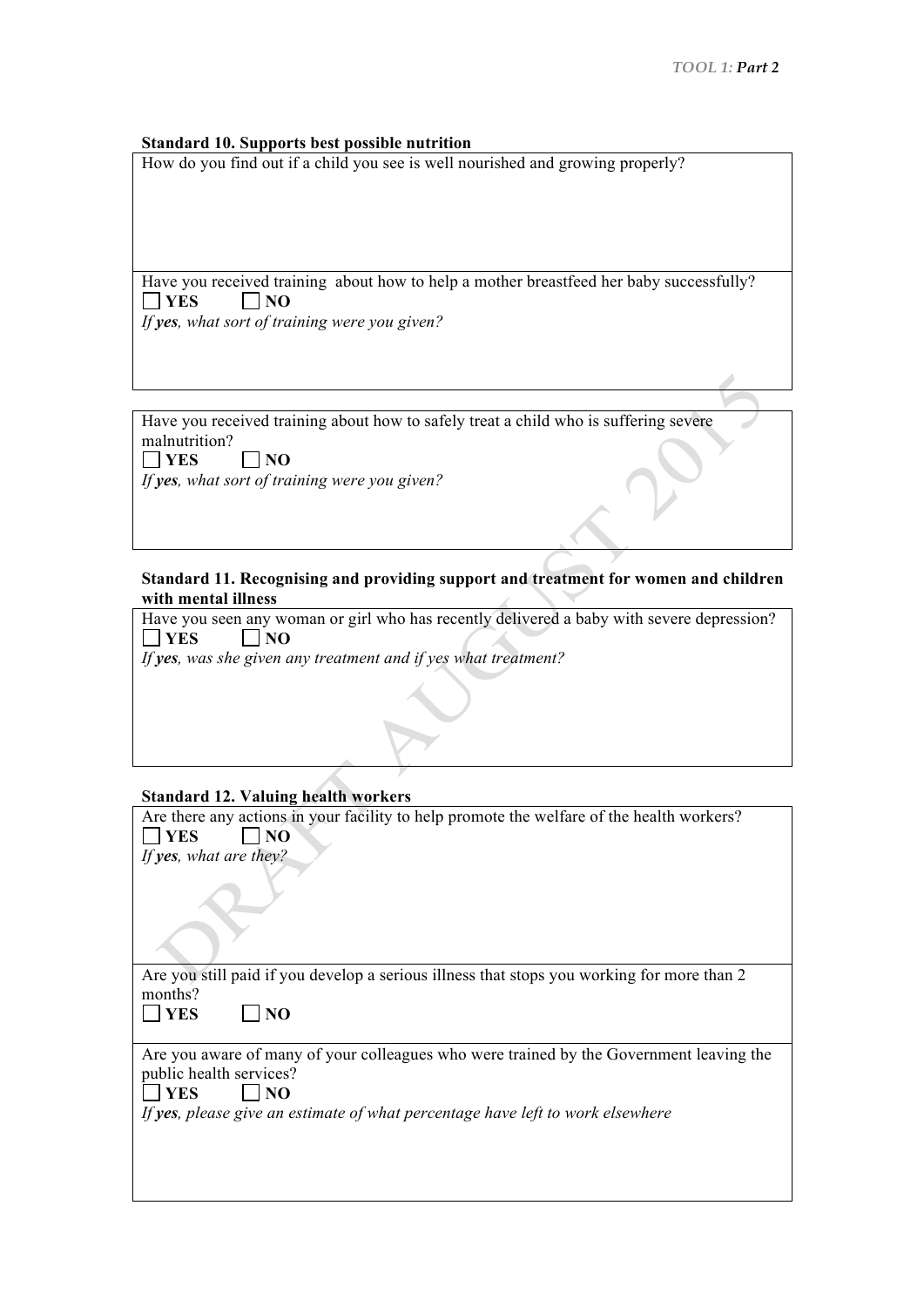**Standard 10. Supports best possible nutrition**

How do you find out if a child you see is well nourished and growing properly?

Have you received training about how to help a mother breastfeed her baby successfully?

☐ **YES** ☐ **NO**

*If **yes**, what sort of training were you given?*

Have you received training about how to safely treat a child who is suffering severe malnutrition?

☐ **YES** ☐ **NO**

*If **yes**, what sort of training were you given?*

**Standard 11. Recognising and providing support and treatment for women and children with mental illness**

Have you seen any woman or girl who has recently delivered a baby with severe depression?

☐ **YES** ☐ **NO**

*If **yes**, was she given any treatment and if yes what treatment?*

**Standard 12. Valuing health workers**

Are there any actions in your facility to help promote the welfare of the health workers?

☐ **YES** ☐ **NO**

*If **yes**, what are they?*

Are you still paid if you develop a serious illness that stops you working for more than 2 months?

☐ **YES** ☐ **NO**

Are you aware of many of your colleagues who were trained by the Government leaving the public health services?

☐ **YES** ☐ **NO**

*If **yes**, please give an estimate of what percentage have left to work elsewhere*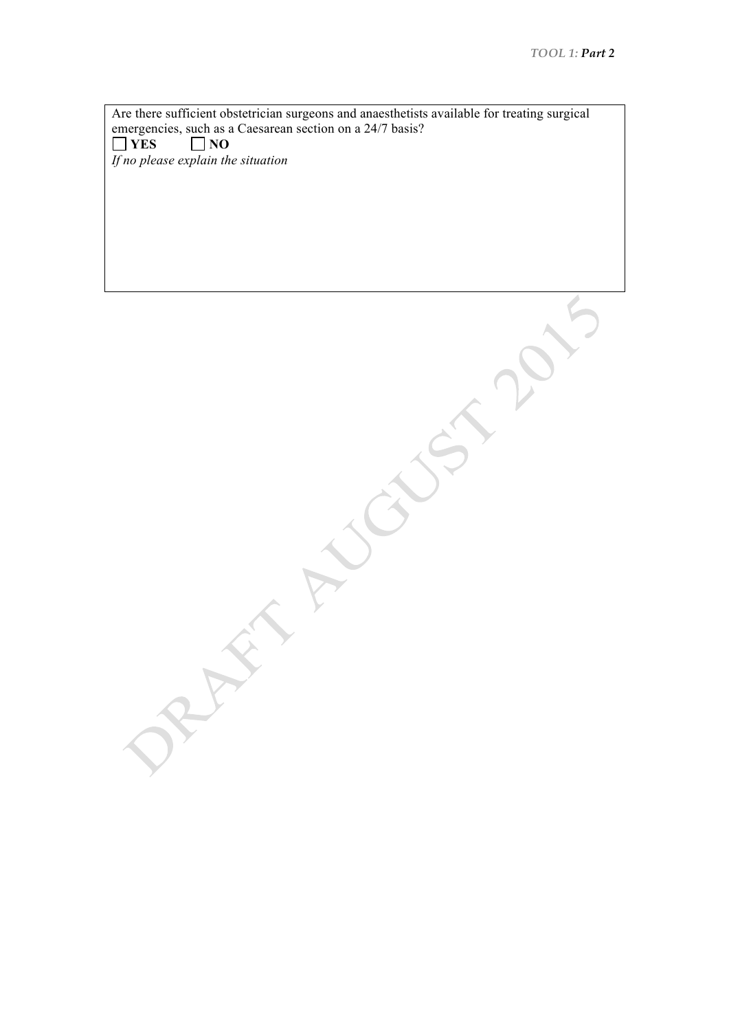Are there sufficient obstetrician surgeons and anaesthetists available for treating surgical emergencies, such as a Caesarean section on a 24/7 basis?

☐ **YES** ☐ **NO**

*If no please explain the situation*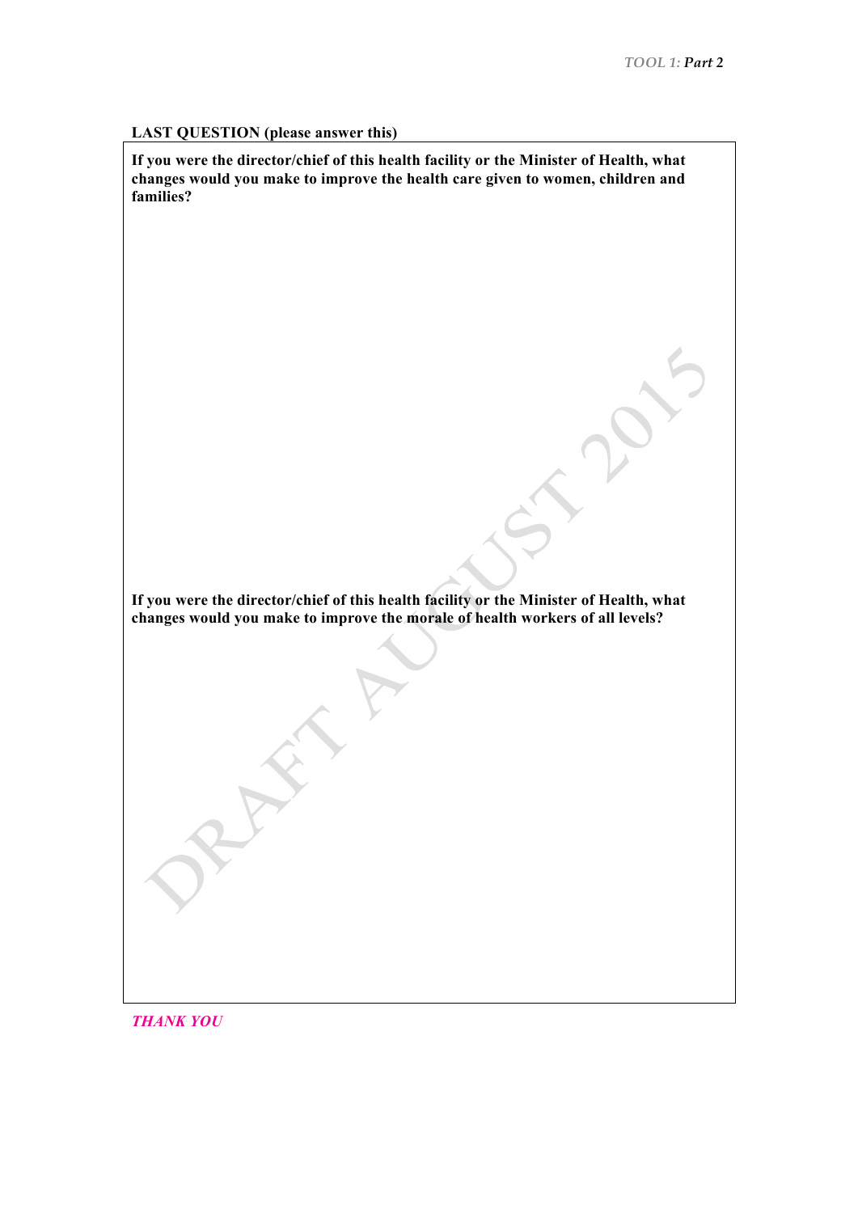**LAST QUESTION (please answer this)**

**If you were the director/chief of this health facility or the Minister of Health, what changes would you make to improve the health care given to women, children and families?**

**If you were the director/chief of this health facility or the Minister of Health, what changes would you make to improve the morale of health workers of all levels?**

***THANK YOU***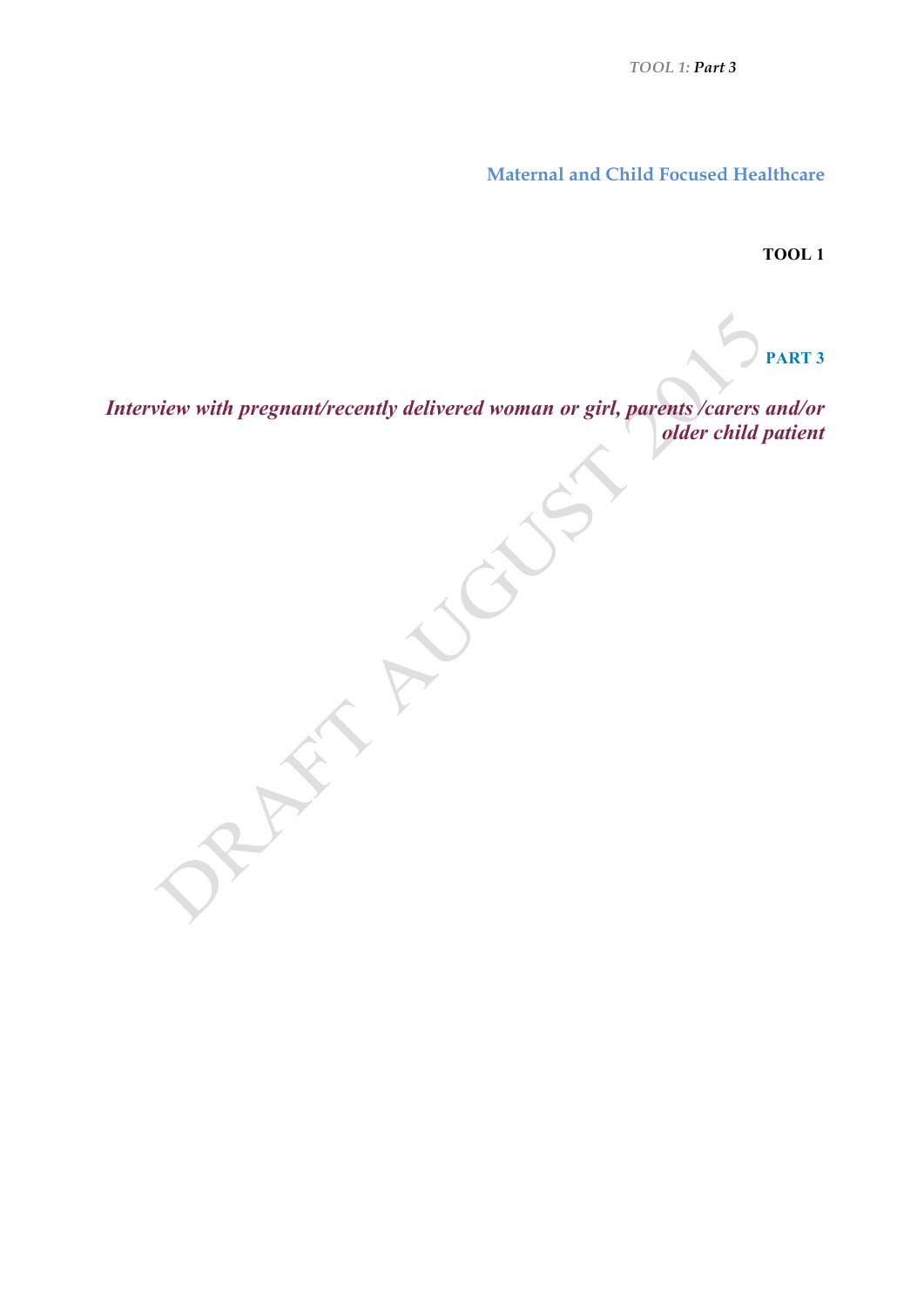**Maternal and Child Focused Healthcare**

**TOOL 1**

**PART 3**

***Interview with pregnant/recently delivered woman or girl, parents /carers and/or older child patient***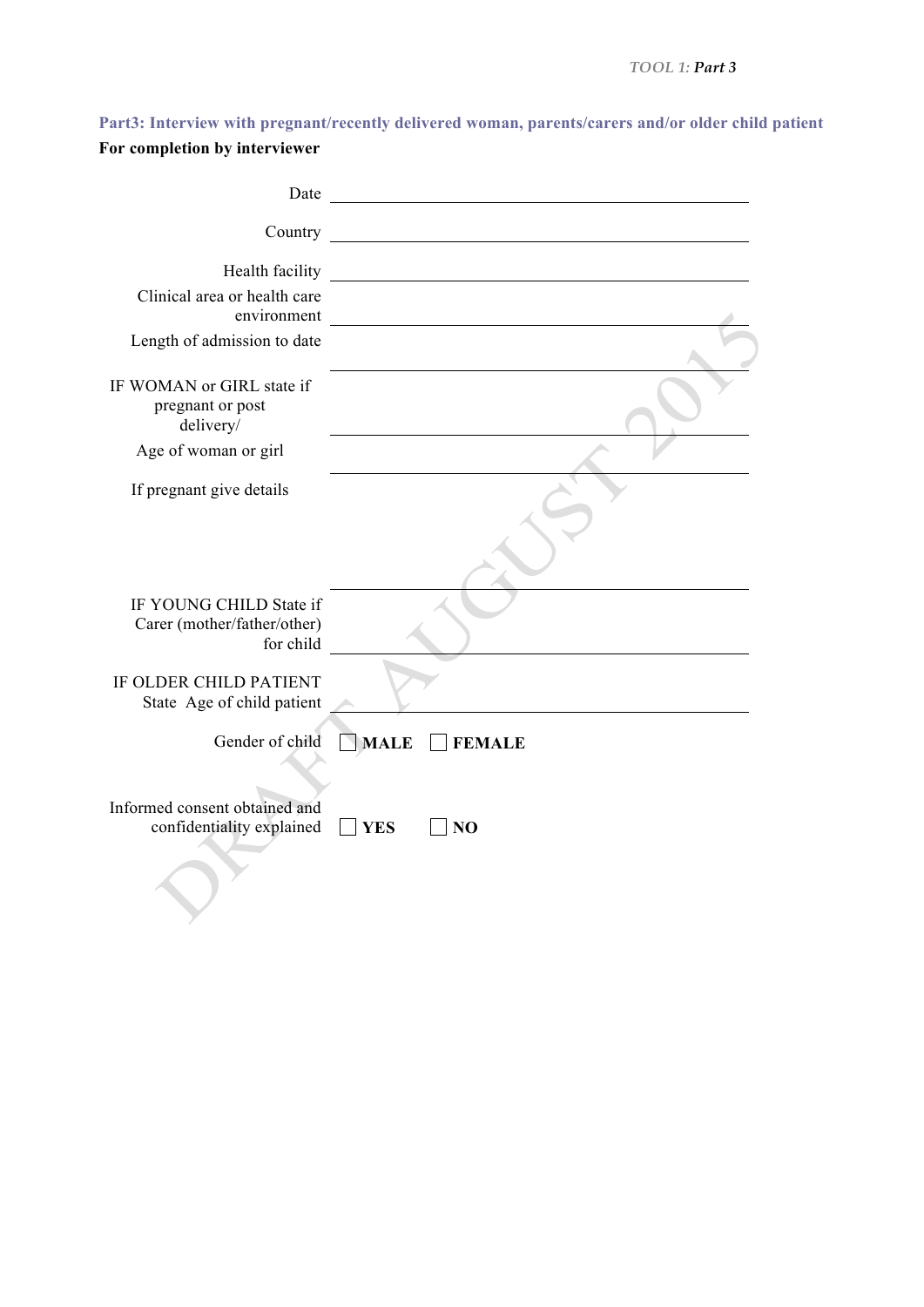## Part3: Interview with pregnant/recently delivered woman, parents/carers and/or older child patient

**For completion by interviewer**

Date \_\_\_\_\_\_\_\_\_\_\_\_\_\_\_\_\_\_\_\_\_\_\_\_\_\_\_\_\_\_\_\_\_\_\_\_\_\_\_\_

Country \_\_\_\_\_\_\_\_\_\_\_\_\_\_\_\_\_\_\_\_\_\_\_\_\_\_\_\_\_\_\_\_\_\_\_\_\_\_\_\_

Health facility \_\_\_\_\_\_\_\_\_\_\_\_\_\_\_\_\_\_\_\_\_\_\_\_\_\_\_\_\_\_\_\_\_\_\_\_\_\_\_\_

Clinical area or health care environment \_\_\_\_\_\_\_\_\_\_\_\_\_\_\_\_\_\_\_\_\_\_\_\_\_\_\_\_\_\_\_\_\_\_\_\_\_\_\_\_

Length of admission to date \_\_\_\_\_\_\_\_\_\_\_\_\_\_\_\_\_\_\_\_\_\_\_\_\_\_\_\_\_\_\_\_\_\_\_\_\_\_\_\_

IF WOMAN or GIRL state if pregnant or post delivery/ \_\_\_\_\_\_\_\_\_\_\_\_\_\_\_\_\_\_\_\_\_\_\_\_\_\_\_\_\_\_\_\_\_\_\_\_\_\_\_\_

Age of woman or girl \_\_\_\_\_\_\_\_\_\_\_\_\_\_\_\_\_\_\_\_\_\_\_\_\_\_\_\_\_\_\_\_\_\_\_\_\_\_\_\_

If pregnant give details \_\_\_\_\_\_\_\_\_\_\_\_\_\_\_\_\_\_\_\_\_\_\_\_\_\_\_\_\_\_\_\_\_\_\_\_\_\_\_\_

IF YOUNG CHILD State if Carer (mother/father/other) for child \_\_\_\_\_\_\_\_\_\_\_\_\_\_\_\_\_\_\_\_\_\_\_\_\_\_\_\_\_\_\_\_\_\_\_\_\_\_\_\_

IF OLDER CHILD PATIENT State Age of child patient \_\_\_\_\_\_\_\_\_\_\_\_\_\_\_\_\_\_\_\_\_\_\_\_\_\_\_\_\_\_\_\_\_\_\_\_\_\_\_\_

Gender of child ☐ **MALE** ☐ **FEMALE**

Informed consent obtained and confidentiality explained ☐ **YES** ☐ **NO**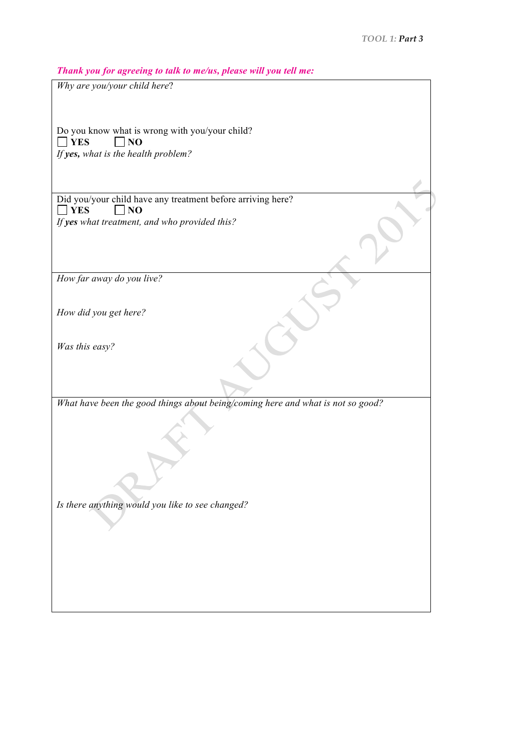***Thank you for agreeing to talk to me/us, please will you tell me:***

*Why are you/your child here*?

Do you know what is wrong with you/your child?

☐ **YES** ☐ **NO**

*If* ***yes,*** *what is the health problem?*

Did you/your child have any treatment before arriving here?

☐ **YES** ☐ **NO**

*If* ***yes*** *what treatment, and who provided this?*

*How far away do you live?*

*How did you get here?*

*Was this easy?*

*What have been the good things about being/coming here and what is not so good?*

*Is there anything would you like to see changed?*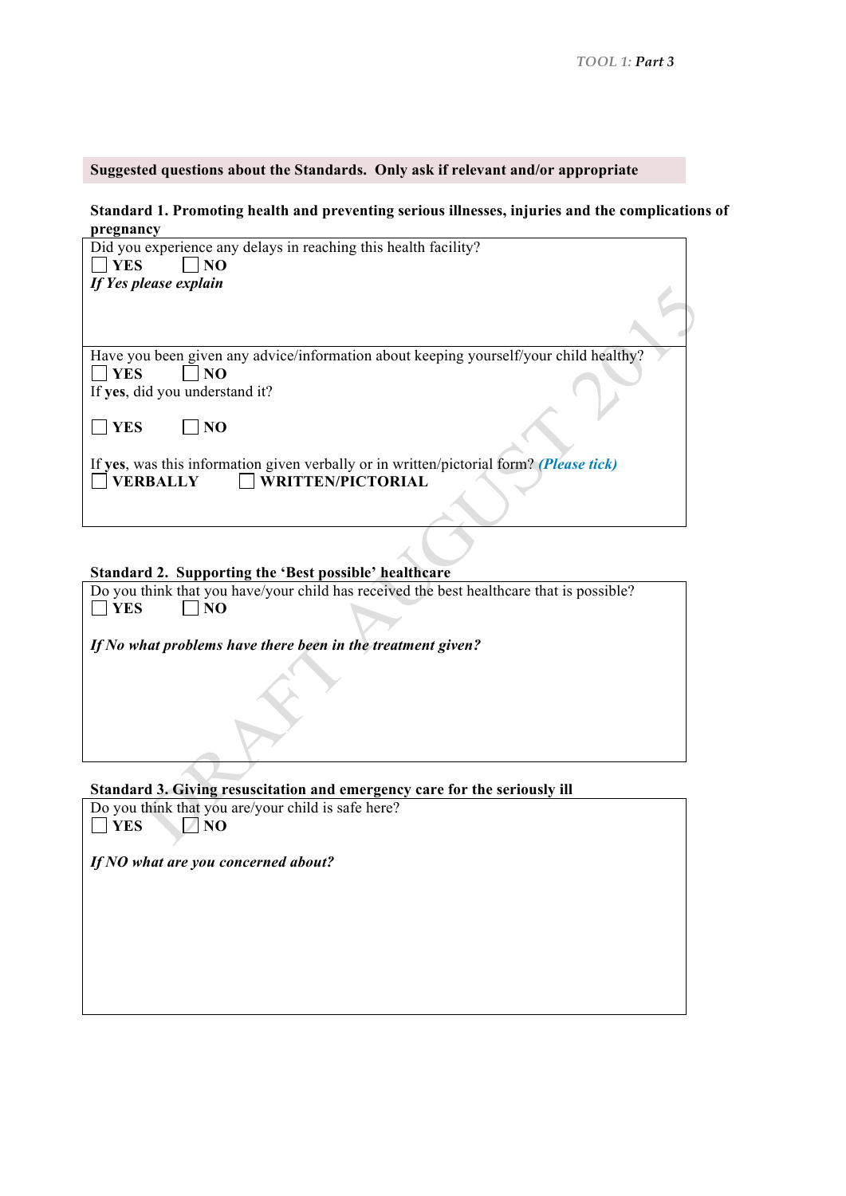**Suggested questions about the Standards. Only ask if relevant and/or appropriate**

**Standard 1. Promoting health and preventing serious illnesses, injuries and the complications of pregnancy**

Did you experience any delays in reaching this health facility?

☐ **YES** ☐ **NO**

***If Yes please explain***

Have you been given any advice/information about keeping yourself/your child healthy?

☐ **YES** ☐ **NO**

If **yes**, did you understand it?

☐ **YES** ☐ **NO**

If **yes**, was this information given verbally or in written/pictorial form? ***(Please tick)***

☐ **VERBALLY** ☐ **WRITTEN/PICTORIAL**

**Standard 2. Supporting the 'Best possible' healthcare**

Do you think that you have/your child has received the best healthcare that is possible?

☐ **YES** ☐ **NO**

***If No what problems have there been in the treatment given?***

**Standard 3. Giving resuscitation and emergency care for the seriously ill**

Do you think that you are/your child is safe here?

☐ **YES** ☐ **NO**

***If NO what are you concerned about?***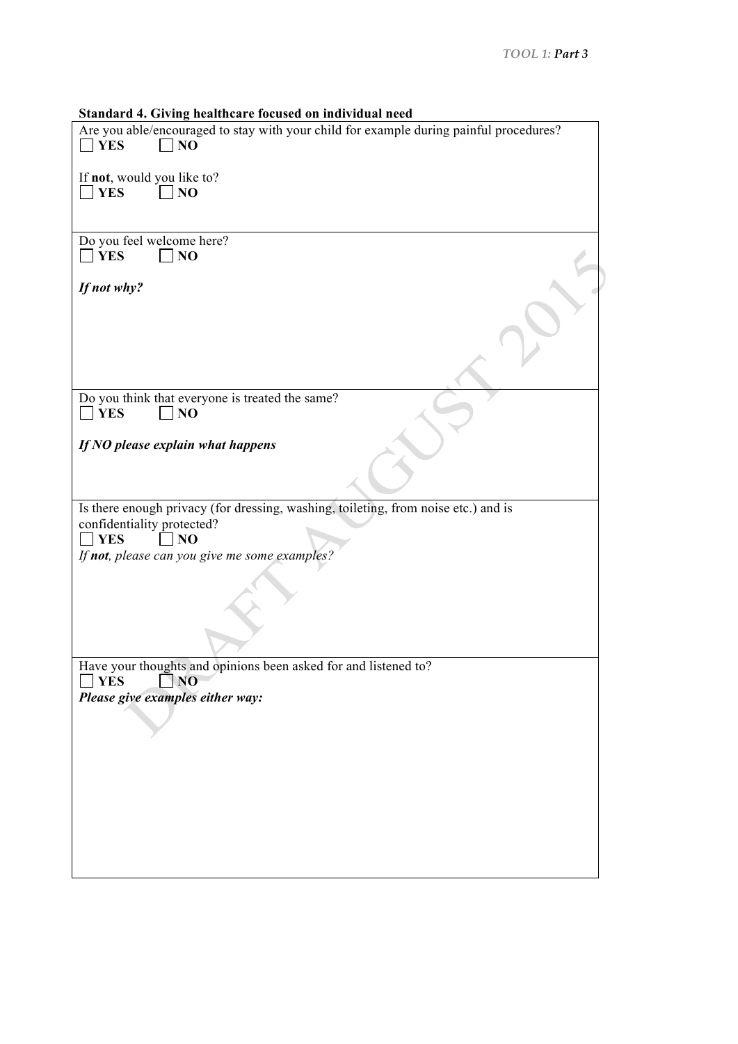**Standard 4. Giving healthcare focused on individual need**

Are you able/encouraged to stay with your child for example during painful procedures?

☐ **YES** ☐ **NO**

If **not**, would you like to?

☐ **YES** ☐ **NO**

---

Do you feel welcome here?

☐ **YES** ☐ **NO**

***If not why?***

---

Do you think that everyone is treated the same?

☐ **YES** ☐ **NO**

***If NO please explain what happens***

---

Is there enough privacy (for dressing, washing, toileting, from noise etc.) and is confidentiality protected?

☐ **YES** ☐ **NO**

*If **not**, please can you give me some examples?*

---

Have your thoughts and opinions been asked for and listened to?

☐ **YES** ☐ **NO**

***Please give examples either way:***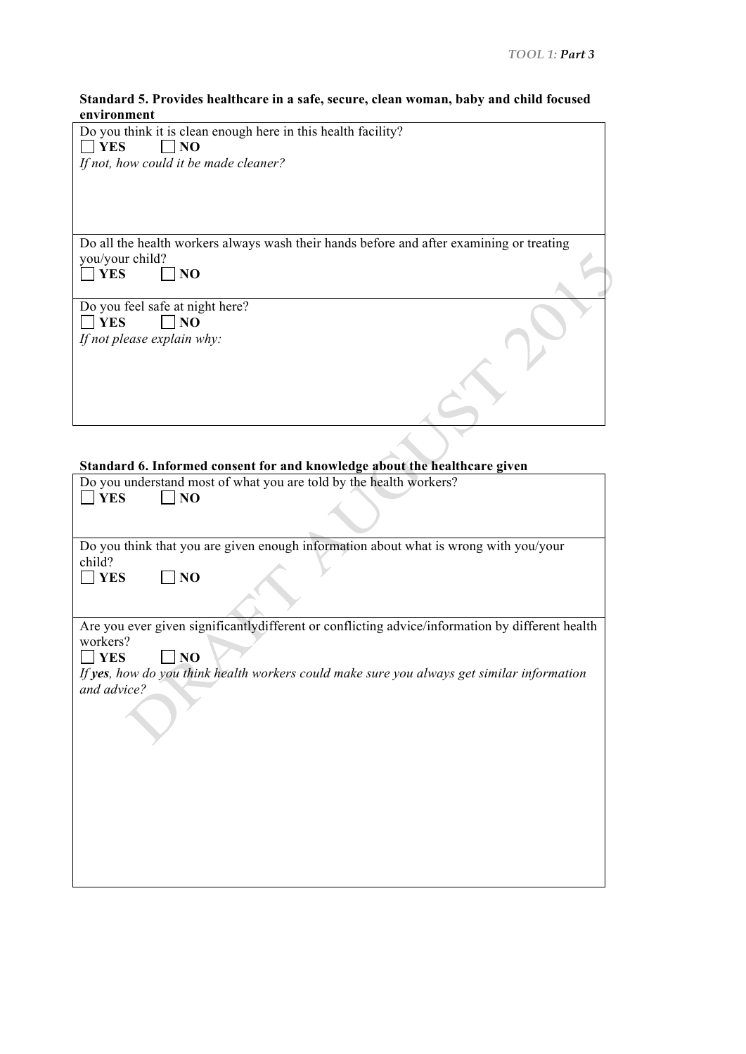**Standard 5. Provides healthcare in a safe, secure, clean woman, baby and child focused environment**

Do you think it is clean enough here in this health facility?

☐ **YES** ☐ **NO**

*If not, how could it be made cleaner?*

Do all the health workers always wash their hands before and after examining or treating you/your child?

☐ **YES** ☐ **NO**

Do you feel safe at night here?

☐ **YES** ☐ **NO**

*If not please explain why:*

**Standard 6. Informed consent for and knowledge about the healthcare given**

Do you understand most of what you are told by the health workers?

☐ **YES** ☐ **NO**

Do you think that you are given enough information about what is wrong with you/your child?

☐ **YES** ☐ **NO**

Are you ever given significantlydifferent or conflicting advice/information by different health workers?

☐ **YES** ☐ **NO**

*If **yes**, how do you think health workers could make sure you always get similar information and advice?*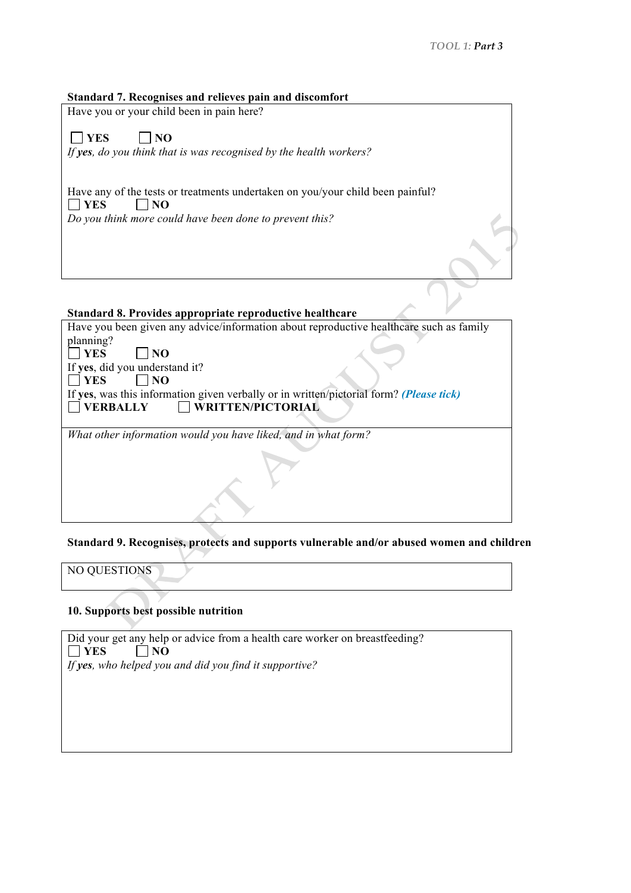### Standard 7. Recognises and relieves pain and discomfort

Have you or your child been in pain here?

☐ **YES** ☐ **NO**

*If **yes**, do you think that is was recognised by the health workers?*

Have any of the tests or treatments undertaken on you/your child been painful?

☐ **YES** ☐ **NO**

*Do you think more could have been done to prevent this?*

### Standard 8. Provides appropriate reproductive healthcare

Have you been given any advice/information about reproductive healthcare such as family planning?

☐ **YES** ☐ **NO**

If **yes**, did you understand it?

☐ **YES** ☐ **NO**

If **yes**, was this information given verbally or in written/pictorial form? ***(Please tick)***

☐ **VERBALLY** ☐ **WRITTEN/PICTORIAL**

*What other information would you have liked, and in what form?*

### Standard 9. Recognises, protects and supports vulnerable and/or abused women and children

NO QUESTIONS

### 10. Supports best possible nutrition

Did your get any help or advice from a health care worker on breastfeeding?

☐ **YES** ☐ **NO**

*If **yes**, who helped you and did you find it supportive?*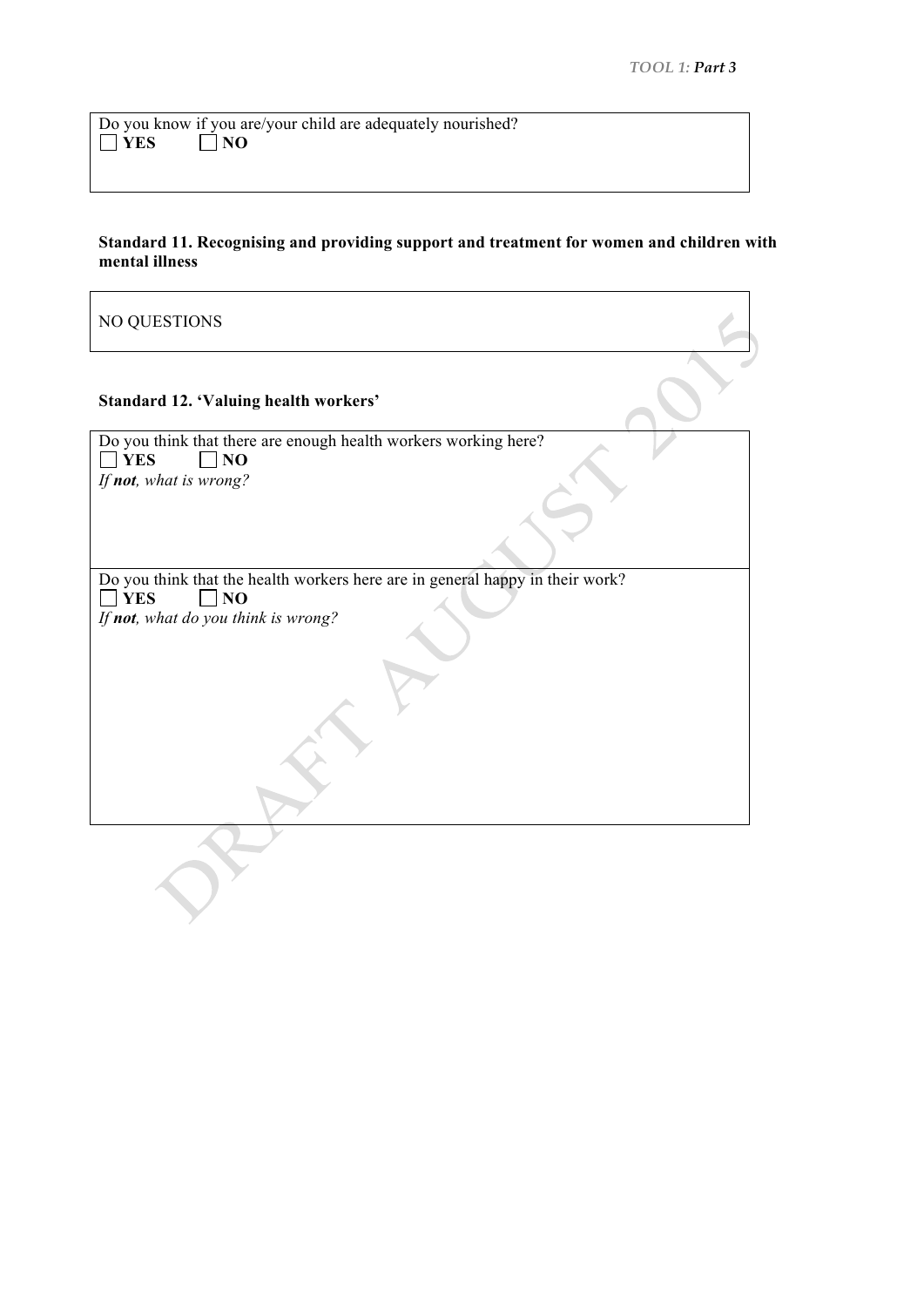Do you know if you are/your child are adequately nourished?
☐ **YES** ☐ **NO**

**Standard 11. Recognising and providing support and treatment for women and children with mental illness**

NO QUESTIONS

**Standard 12. 'Valuing health workers'**

Do you think that there are enough health workers working here?
☐ **YES** ☐ **NO**
*If **not**, what is wrong?*

Do you think that the health workers here are in general happy in their work?
☐ **YES** ☐ **NO**
*If **not**, what do you think is wrong?*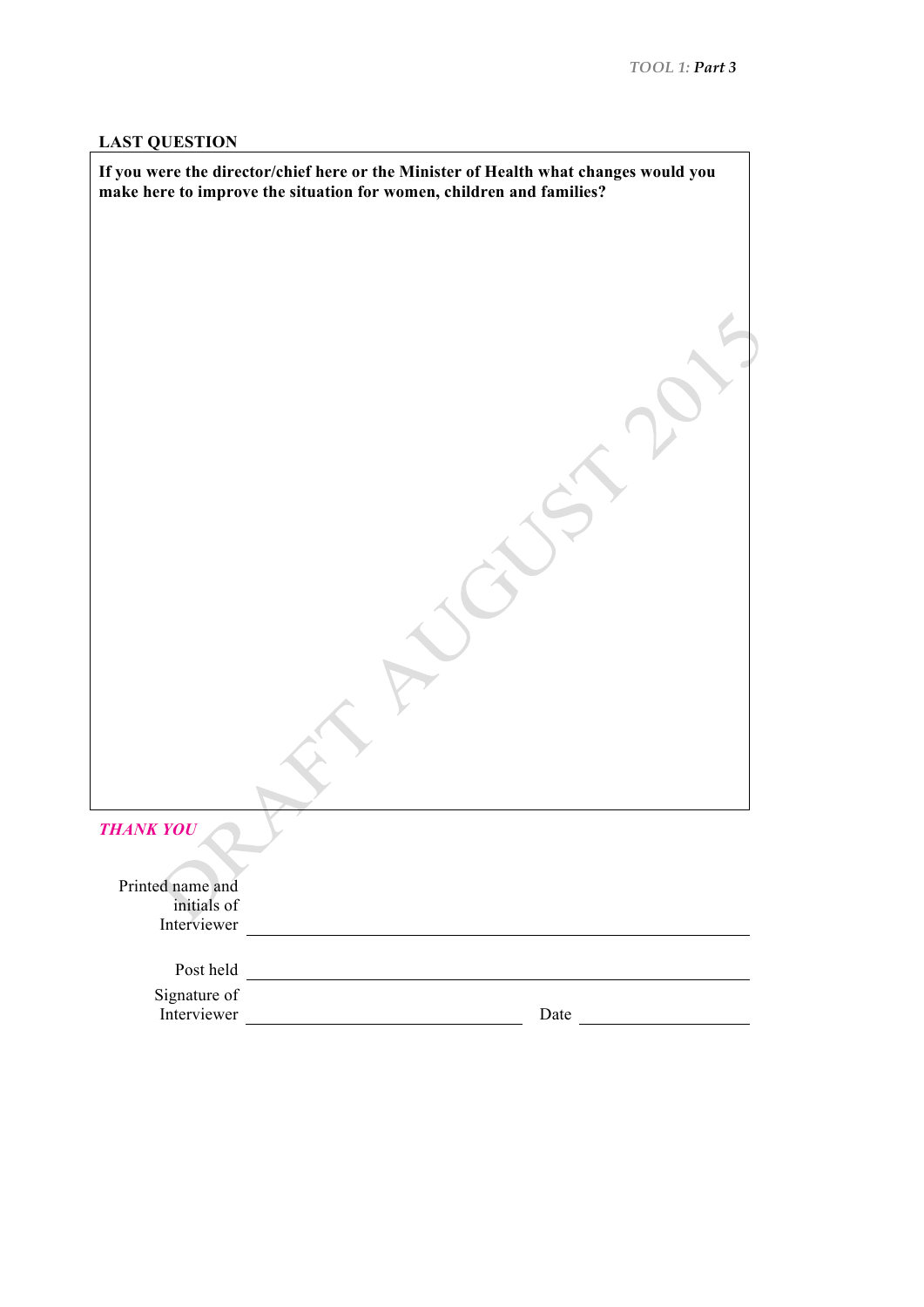**LAST QUESTION**

**If you were the director/chief here or the Minister of Health what changes would you make here to improve the situation for women, children and families?**

***THANK YOU***

Printed name and initials of Interviewer \_\_\_\_\_\_\_\_\_\_\_\_\_\_\_\_\_\_\_\_\_\_\_\_\_\_\_\_\_\_

Post held \_\_\_\_\_\_\_\_\_\_\_\_\_\_\_\_\_\_\_\_\_\_\_\_\_\_\_\_\_\_

Signature of Interviewer \_\_\_\_\_\_\_\_\_\_\_\_\_\_\_\_\_\_\_\_ Date \_\_\_\_\_\_\_\_\_\_\_\_